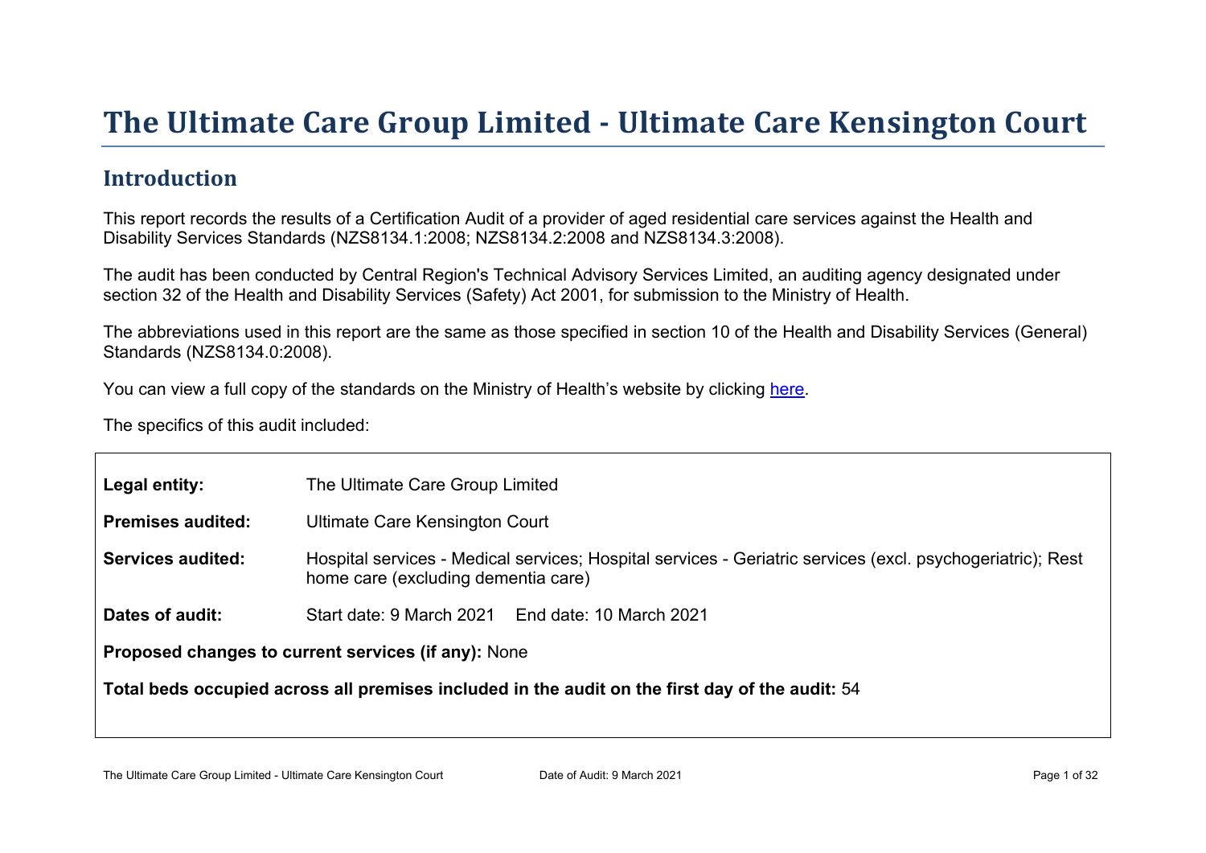# The Ultimate Care Group Limited - Ultimate Care Kensington Court

## Introduction

This report records the results of a Certification Audit of a provider of aged residential care services against the Health and Disability Services Standards (NZS8134.1:2008; NZS8134.2:2008 and NZS8134.3:2008).

The audit has been conducted by Central Region's Technical Advisory Services Limited, an auditing agency designated under section 32 of the Health and Disability Services (Safety) Act 2001, for submission to the Ministry of Health.

The abbreviations used in this report are the same as those specified in section 10 of the Health and Disability Services (General) Standards (NZS8134.0:2008).

You can view a full copy of the standards on the Ministry of Health's website by clicking here.

The specifics of this audit included:

**Legal entity:** The Ultimate Care Group Limited

**Premises audited:** Ultimate Care Kensington Court

**Services audited:** Hospital services - Medical services; Hospital services - Geriatric services (excl. psychogeriatric); Rest home care (excluding dementia care)

**Dates of audit:** Start date: 9 March 2021 End date: 10 March 2021

**Proposed changes to current services (if any):** None

**Total beds occupied across all premises included in the audit on the first day of the audit:** 54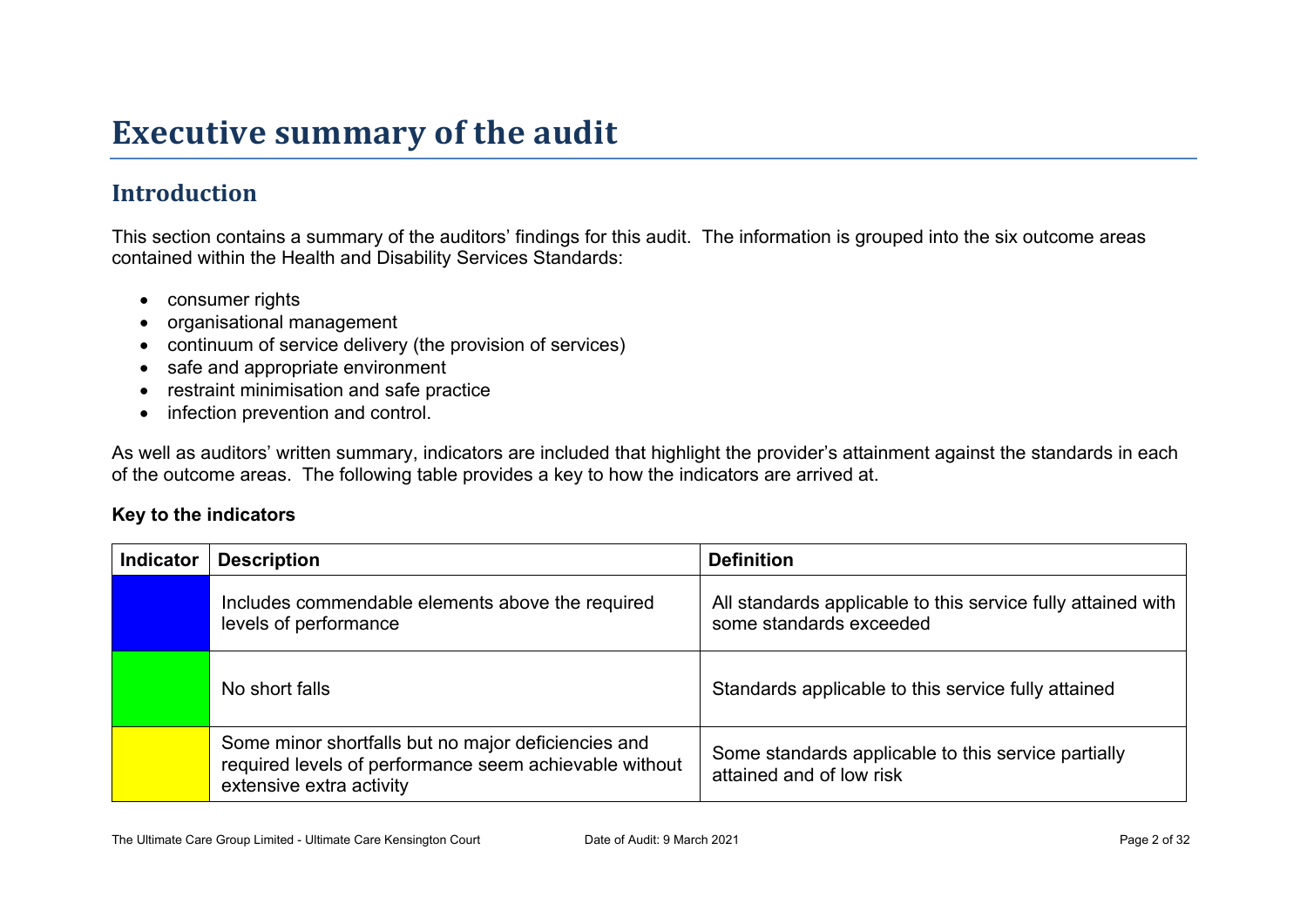# Executive summary of the audit

## Introduction

This section contains a summary of the auditors' findings for this audit. The information is grouped into the six outcome areas contained within the Health and Disability Services Standards:

- consumer rights
- organisational management
- continuum of service delivery (the provision of services)
- safe and appropriate environment
- restraint minimisation and safe practice
- infection prevention and control.

As well as auditors' written summary, indicators are included that highlight the provider's attainment against the standards in each of the outcome areas. The following table provides a key to how the indicators are arrived at.

**Key to the indicators**

| Indicator | Description | Definition |
| --- | --- | --- |
| | Includes commendable elements above the required levels of performance | All standards applicable to this service fully attained with some standards exceeded |
| | No short falls | Standards applicable to this service fully attained |
| | Some minor shortfalls but no major deficiencies and required levels of performance seem achievable without extensive extra activity | Some standards applicable to this service partially attained and of low risk |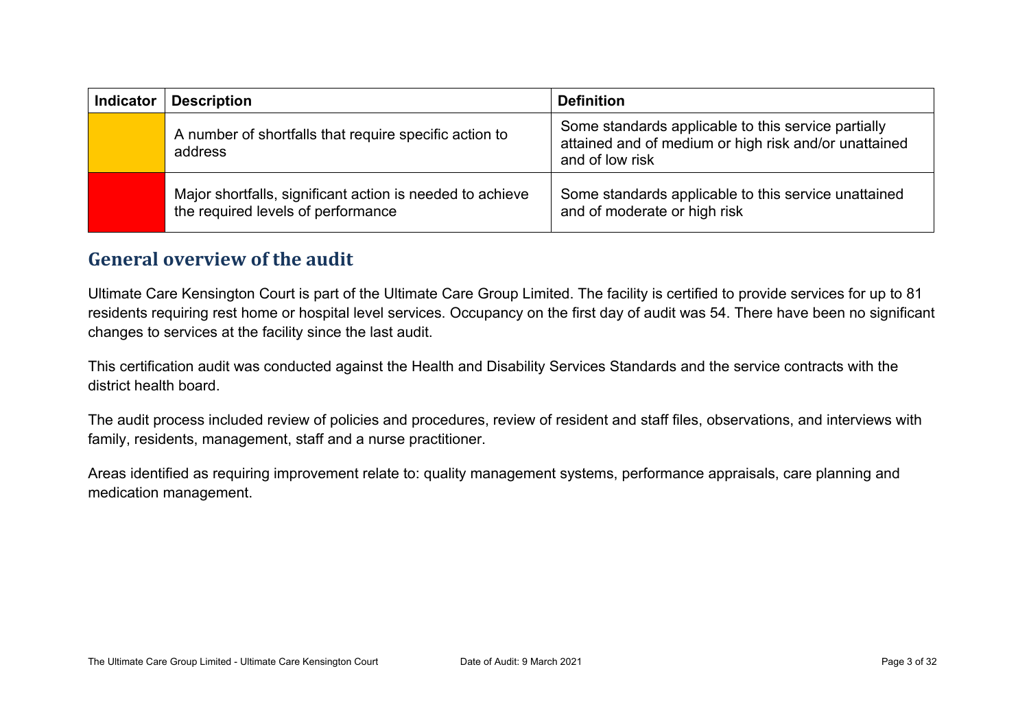| Indicator | Description | Definition |
| --- | --- | --- |
|  | A number of shortfalls that require specific action to address | Some standards applicable to this service partially attained and of medium or high risk and/or unattained and of low risk |
|  | Major shortfalls, significant action is needed to achieve the required levels of performance | Some standards applicable to this service unattained and of moderate or high risk |

## General overview of the audit

Ultimate Care Kensington Court is part of the Ultimate Care Group Limited. The facility is certified to provide services for up to 81 residents requiring rest home or hospital level services. Occupancy on the first day of audit was 54. There have been no significant changes to services at the facility since the last audit.

This certification audit was conducted against the Health and Disability Services Standards and the service contracts with the district health board.

The audit process included review of policies and procedures, review of resident and staff files, observations, and interviews with family, residents, management, staff and a nurse practitioner.

Areas identified as requiring improvement relate to: quality management systems, performance appraisals, care planning and medication management.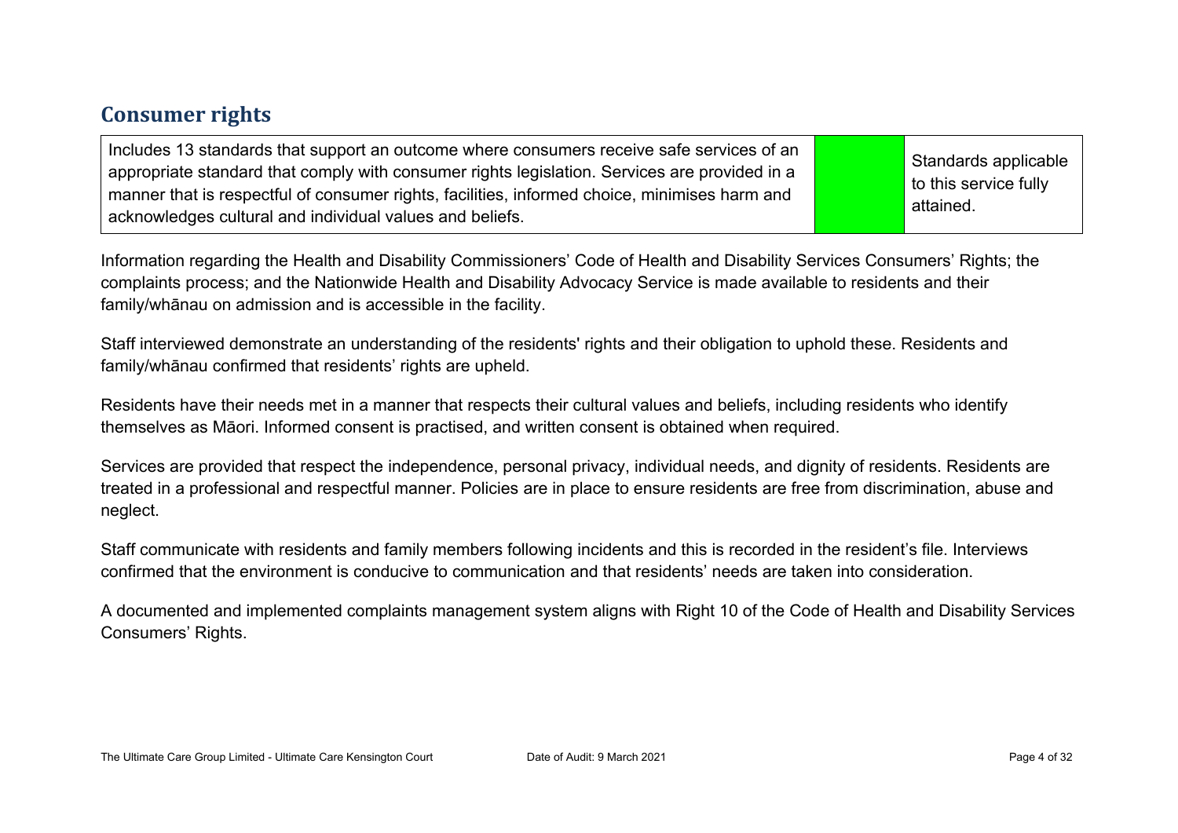## Consumer rights

| Includes 13 standards that support an outcome where consumers receive safe services of an appropriate standard that comply with consumer rights legislation. Services are provided in a manner that is respectful of consumer rights, facilities, informed choice, minimises harm and acknowledges cultural and individual values and beliefs. | | Standards applicable to this service fully attained. |
|---|---|---|

Information regarding the Health and Disability Commissioners' Code of Health and Disability Services Consumers' Rights; the complaints process; and the Nationwide Health and Disability Advocacy Service is made available to residents and their family/whānau on admission and is accessible in the facility.

Staff interviewed demonstrate an understanding of the residents' rights and their obligation to uphold these. Residents and family/whānau confirmed that residents' rights are upheld.

Residents have their needs met in a manner that respects their cultural values and beliefs, including residents who identify themselves as Māori. Informed consent is practised, and written consent is obtained when required.

Services are provided that respect the independence, personal privacy, individual needs, and dignity of residents. Residents are treated in a professional and respectful manner. Policies are in place to ensure residents are free from discrimination, abuse and neglect.

Staff communicate with residents and family members following incidents and this is recorded in the resident's file. Interviews confirmed that the environment is conducive to communication and that residents' needs are taken into consideration.

A documented and implemented complaints management system aligns with Right 10 of the Code of Health and Disability Services Consumers' Rights.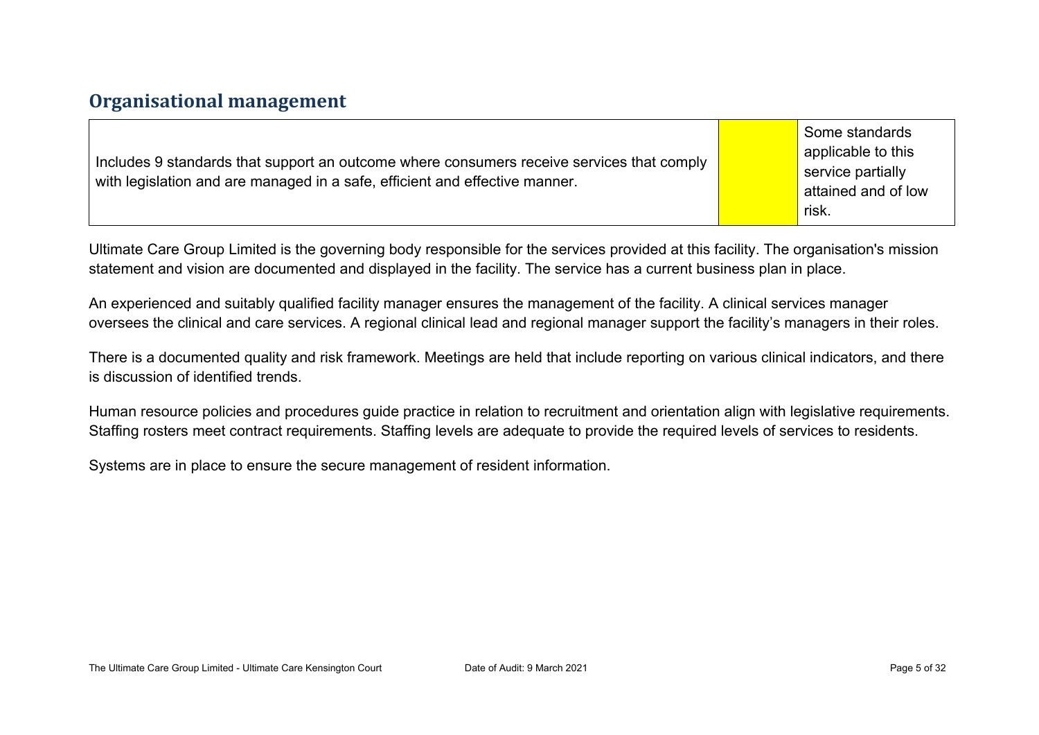## Organisational management

| Includes 9 standards that support an outcome where consumers receive services that comply with legislation and are managed in a safe, efficient and effective manner. | | Some standards applicable to this service partially attained and of low risk. |
|---|---|---|

Ultimate Care Group Limited is the governing body responsible for the services provided at this facility. The organisation's mission statement and vision are documented and displayed in the facility. The service has a current business plan in place.

An experienced and suitably qualified facility manager ensures the management of the facility. A clinical services manager oversees the clinical and care services. A regional clinical lead and regional manager support the facility's managers in their roles.

There is a documented quality and risk framework. Meetings are held that include reporting on various clinical indicators, and there is discussion of identified trends.

Human resource policies and procedures guide practice in relation to recruitment and orientation align with legislative requirements. Staffing rosters meet contract requirements. Staffing levels are adequate to provide the required levels of services to residents.

Systems are in place to ensure the secure management of resident information.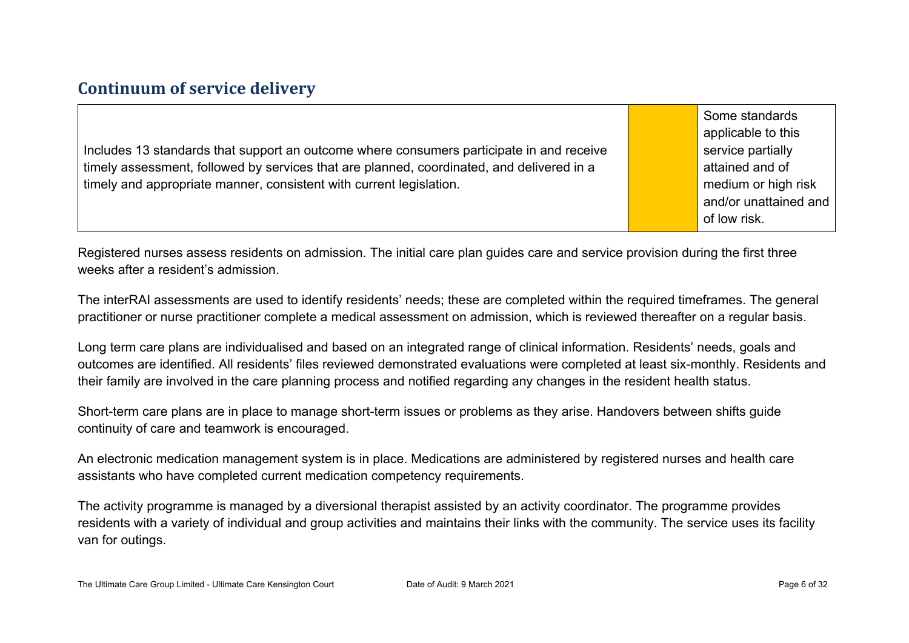## Continuum of service delivery

| Includes 13 standards that support an outcome where consumers participate in and receive timely assessment, followed by services that are planned, coordinated, and delivered in a timely and appropriate manner, consistent with current legislation. | | Some standards applicable to this service partially attained and of medium or high risk and/or unattained and of low risk. |
|---|---|---|

Registered nurses assess residents on admission. The initial care plan guides care and service provision during the first three weeks after a resident's admission.

The interRAI assessments are used to identify residents' needs; these are completed within the required timeframes. The general practitioner or nurse practitioner complete a medical assessment on admission, which is reviewed thereafter on a regular basis.

Long term care plans are individualised and based on an integrated range of clinical information. Residents' needs, goals and outcomes are identified. All residents' files reviewed demonstrated evaluations were completed at least six-monthly. Residents and their family are involved in the care planning process and notified regarding any changes in the resident health status.

Short-term care plans are in place to manage short-term issues or problems as they arise. Handovers between shifts guide continuity of care and teamwork is encouraged.

An electronic medication management system is in place. Medications are administered by registered nurses and health care assistants who have completed current medication competency requirements.

The activity programme is managed by a diversional therapist assisted by an activity coordinator. The programme provides residents with a variety of individual and group activities and maintains their links with the community. The service uses its facility van for outings.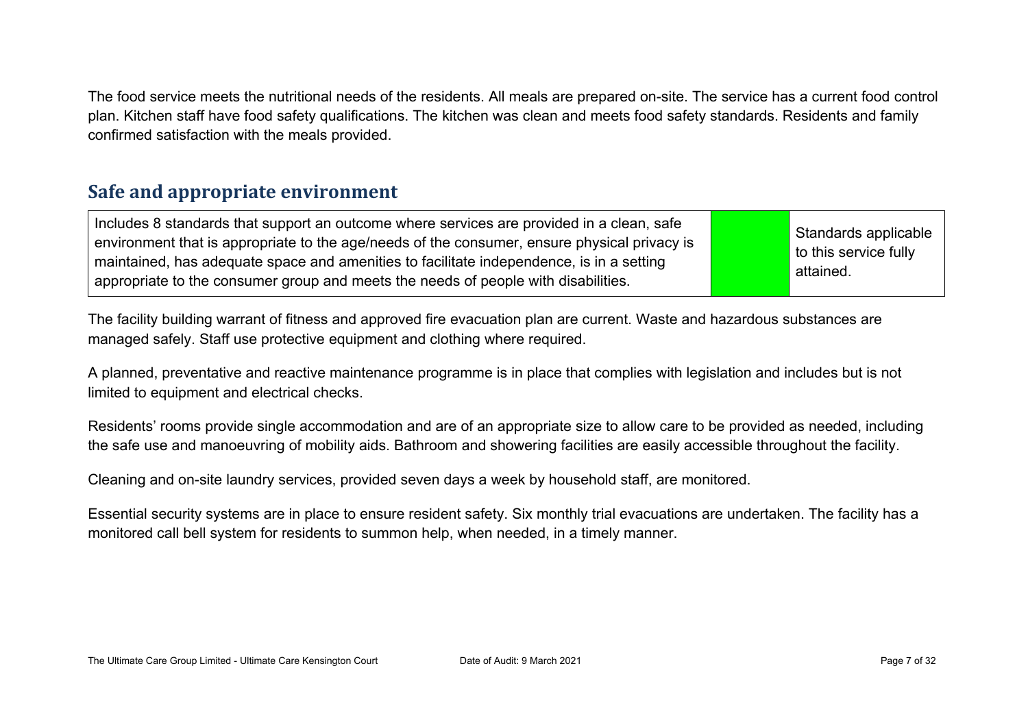The food service meets the nutritional needs of the residents. All meals are prepared on-site. The service has a current food control plan. Kitchen staff have food safety qualifications. The kitchen was clean and meets food safety standards. Residents and family confirmed satisfaction with the meals provided.

## Safe and appropriate environment

| Includes 8 standards that support an outcome where services are provided in a clean, safe environment that is appropriate to the age/needs of the consumer, ensure physical privacy is maintained, has adequate space and amenities to facilitate independence, is in a setting appropriate to the consumer group and meets the needs of people with disabilities. | | Standards applicable to this service fully attained. |
|---|---|---|

The facility building warrant of fitness and approved fire evacuation plan are current. Waste and hazardous substances are managed safely. Staff use protective equipment and clothing where required.

A planned, preventative and reactive maintenance programme is in place that complies with legislation and includes but is not limited to equipment and electrical checks.

Residents' rooms provide single accommodation and are of an appropriate size to allow care to be provided as needed, including the safe use and manoeuvring of mobility aids. Bathroom and showering facilities are easily accessible throughout the facility.

Cleaning and on-site laundry services, provided seven days a week by household staff, are monitored.

Essential security systems are in place to ensure resident safety. Six monthly trial evacuations are undertaken. The facility has a monitored call bell system for residents to summon help, when needed, in a timely manner.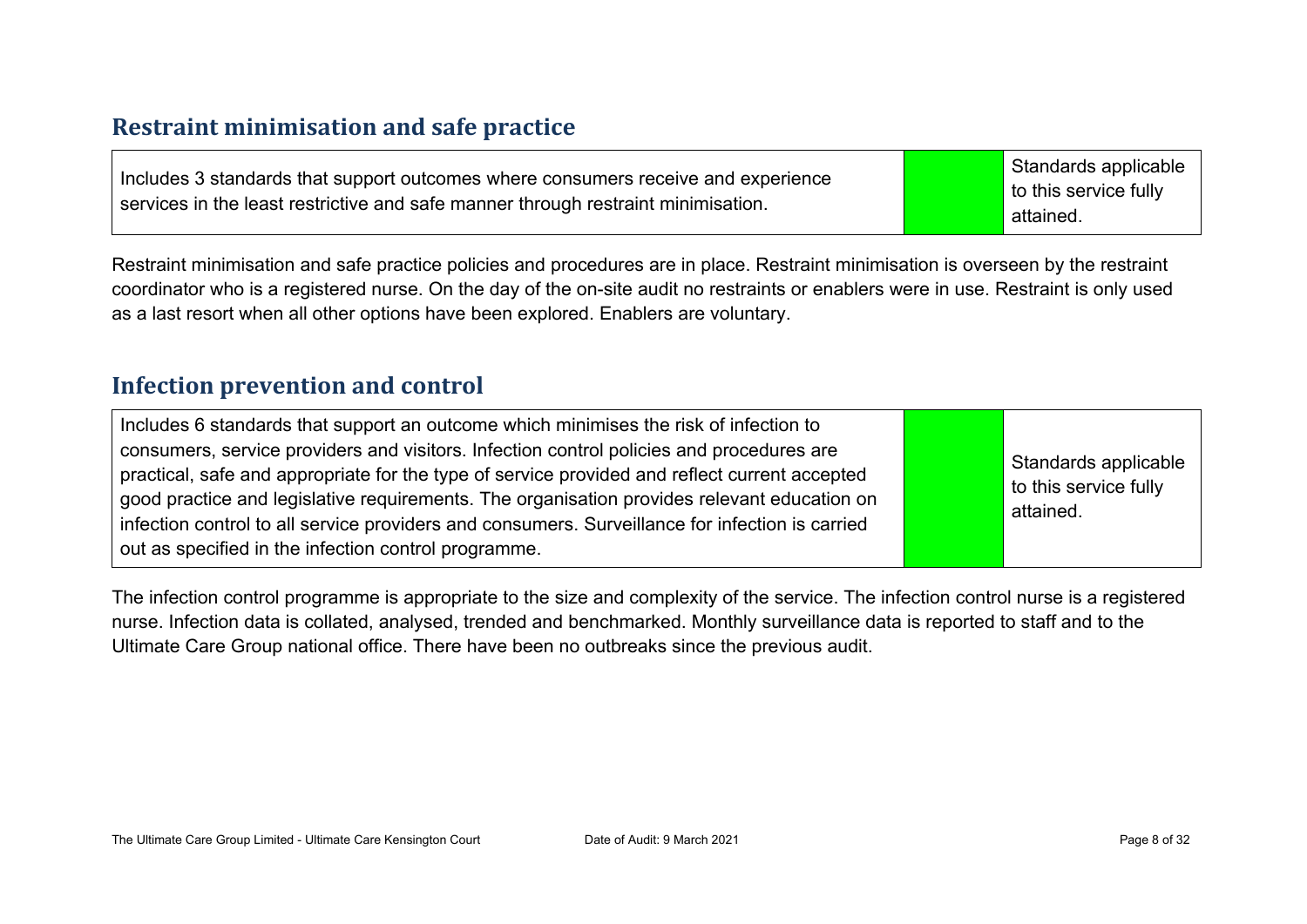## Restraint minimisation and safe practice

| Includes 3 standards that support outcomes where consumers receive and experience services in the least restrictive and safe manner through restraint minimisation. | | Standards applicable to this service fully attained. |
|---|---|---|

Restraint minimisation and safe practice policies and procedures are in place. Restraint minimisation is overseen by the restraint coordinator who is a registered nurse. On the day of the on-site audit no restraints or enablers were in use. Restraint is only used as a last resort when all other options have been explored. Enablers are voluntary.

## Infection prevention and control

| Includes 6 standards that support an outcome which minimises the risk of infection to consumers, service providers and visitors. Infection control policies and procedures are practical, safe and appropriate for the type of service provided and reflect current accepted good practice and legislative requirements. The organisation provides relevant education on infection control to all service providers and consumers. Surveillance for infection is carried out as specified in the infection control programme. | | Standards applicable to this service fully attained. |
|---|---|---|

The infection control programme is appropriate to the size and complexity of the service. The infection control nurse is a registered nurse. Infection data is collated, analysed, trended and benchmarked. Monthly surveillance data is reported to staff and to the Ultimate Care Group national office. There have been no outbreaks since the previous audit.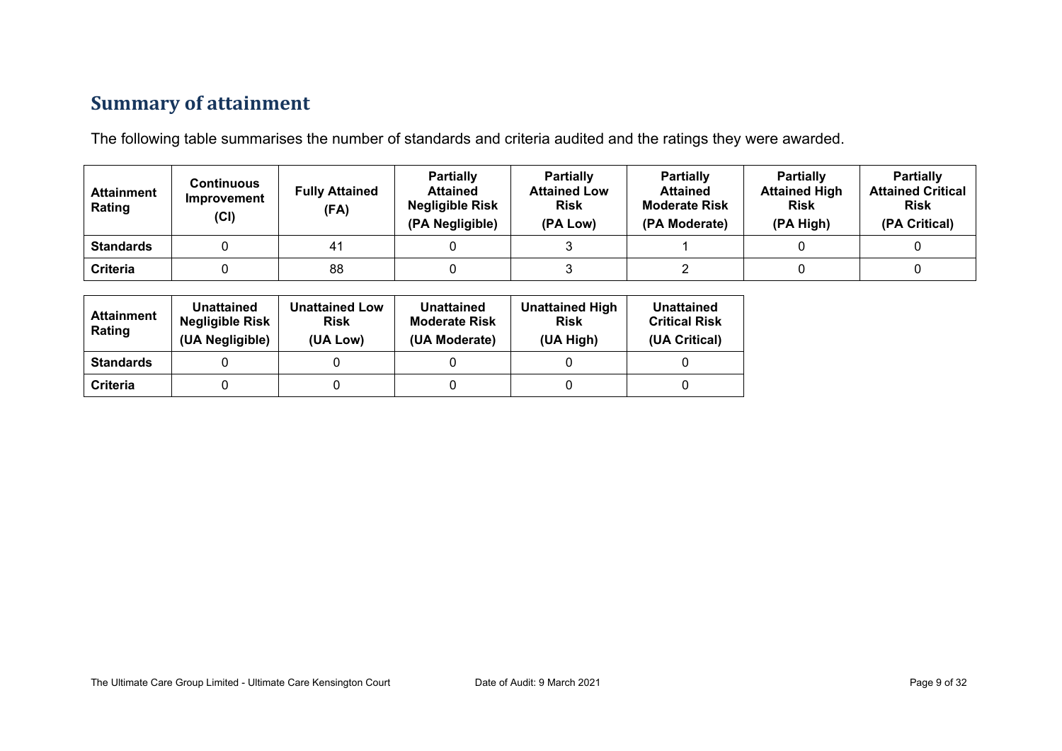## Summary of attainment

The following table summarises the number of standards and criteria audited and the ratings they were awarded.

| Attainment Rating | Continuous Improvement (CI) | Fully Attained (FA) | Partially Attained Negligible Risk (PA Negligible) | Partially Attained Low Risk (PA Low) | Partially Attained Moderate Risk (PA Moderate) | Partially Attained High Risk (PA High) | Partially Attained Critical Risk (PA Critical) |
|---|---|---|---|---|---|---|---|
| **Standards** | 0 | 41 | 0 | 3 | 1 | 0 | 0 |
| **Criteria** | 0 | 88 | 0 | 3 | 2 | 0 | 0 |

| Attainment Rating | Unattained Negligible Risk (UA Negligible) | Unattained Low Risk (UA Low) | Unattained Moderate Risk (UA Moderate) | Unattained High Risk (UA High) | Unattained Critical Risk (UA Critical) |
|---|---|---|---|---|---|
| **Standards** | 0 | 0 | 0 | 0 | 0 |
| **Criteria** | 0 | 0 | 0 | 0 | 0 |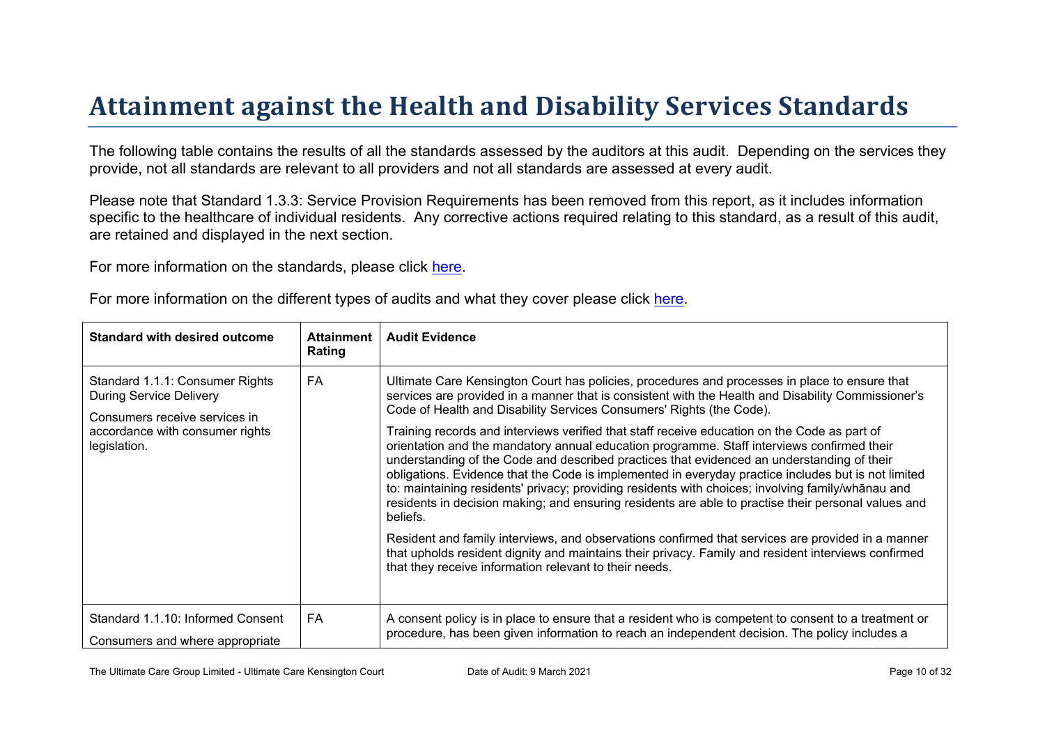# Attainment against the Health and Disability Services Standards

The following table contains the results of all the standards assessed by the auditors at this audit. Depending on the services they provide, not all standards are relevant to all providers and not all standards are assessed at every audit.

Please note that Standard 1.3.3: Service Provision Requirements has been removed from this report, as it includes information specific to the healthcare of individual residents. Any corrective actions required relating to this standard, as a result of this audit, are retained and displayed in the next section.

For more information on the standards, please click here.

For more information on the different types of audits and what they cover please click here.

| Standard with desired outcome | Attainment Rating | Audit Evidence |
|---|---|---|
| Standard 1.1.1: Consumer Rights During Service Delivery<br><br>Consumers receive services in accordance with consumer rights legislation. | FA | Ultimate Care Kensington Court has policies, procedures and processes in place to ensure that services are provided in a manner that is consistent with the Health and Disability Commissioner's Code of Health and Disability Services Consumers' Rights (the Code).<br><br>Training records and interviews verified that staff receive education on the Code as part of orientation and the mandatory annual education programme. Staff interviews confirmed their understanding of the Code and described practices that evidenced an understanding of their obligations. Evidence that the Code is implemented in everyday practice includes but is not limited to: maintaining residents' privacy; providing residents with choices; involving family/whānau and residents in decision making; and ensuring residents are able to practise their personal values and beliefs.<br><br>Resident and family interviews, and observations confirmed that services are provided in a manner that upholds resident dignity and maintains their privacy. Family and resident interviews confirmed that they receive information relevant to their needs. |
| Standard 1.1.10: Informed Consent<br><br>Consumers and where appropriate | FA | A consent policy is in place to ensure that a resident who is competent to consent to a treatment or procedure, has been given information to reach an independent decision. The policy includes a |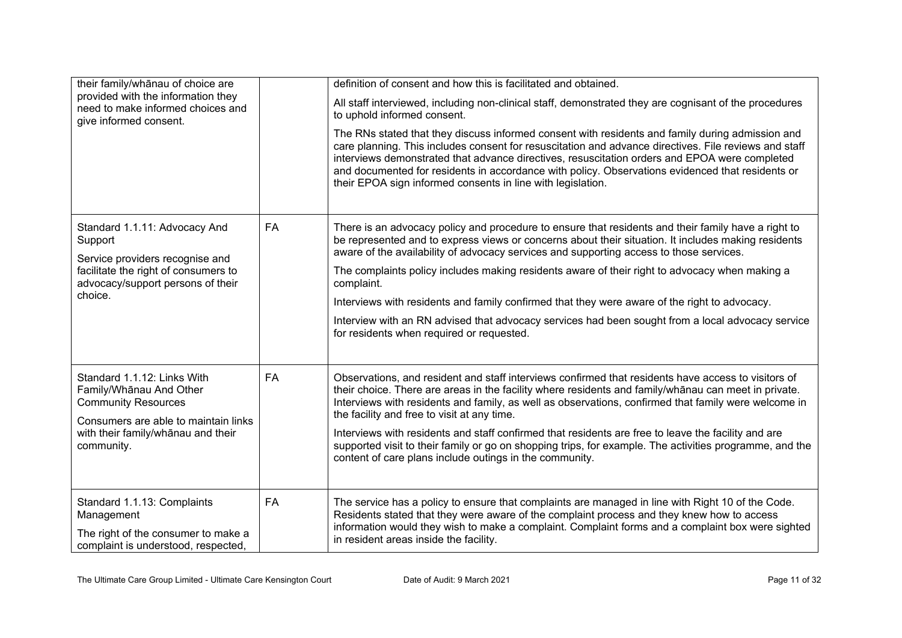| | | |
|---|---|---|
| their family/whānau of choice are provided with the information they need to make informed choices and give informed consent. | | definition of consent and how this is facilitated and obtained.<br><br>All staff interviewed, including non-clinical staff, demonstrated they are cognisant of the procedures to uphold informed consent.<br><br>The RNs stated that they discuss informed consent with residents and family during admission and care planning. This includes consent for resuscitation and advance directives. File reviews and staff interviews demonstrated that advance directives, resuscitation orders and EPOA were completed and documented for residents in accordance with policy. Observations evidenced that residents or their EPOA sign informed consents in line with legislation. |
| Standard 1.1.11: Advocacy And Support<br><br>Service providers recognise and facilitate the right of consumers to advocacy/support persons of their choice. | FA | There is an advocacy policy and procedure to ensure that residents and their family have a right to be represented and to express views or concerns about their situation. It includes making residents aware of the availability of advocacy services and supporting access to those services.<br><br>The complaints policy includes making residents aware of their right to advocacy when making a complaint.<br><br>Interviews with residents and family confirmed that they were aware of the right to advocacy.<br><br>Interview with an RN advised that advocacy services had been sought from a local advocacy service for residents when required or requested. |
| Standard 1.1.12: Links With Family/Whānau And Other Community Resources<br><br>Consumers are able to maintain links with their family/whānau and their community. | FA | Observations, and resident and staff interviews confirmed that residents have access to visitors of their choice. There are areas in the facility where residents and family/whānau can meet in private. Interviews with residents and family, as well as observations, confirmed that family were welcome in the facility and free to visit at any time.<br><br>Interviews with residents and staff confirmed that residents are free to leave the facility and are supported visit to their family or go on shopping trips, for example. The activities programme, and the content of care plans include outings in the community. |
| Standard 1.1.13: Complaints Management<br><br>The right of the consumer to make a complaint is understood, respected, | FA | The service has a policy to ensure that complaints are managed in line with Right 10 of the Code. Residents stated that they were aware of the complaint process and they knew how to access information would they wish to make a complaint. Complaint forms and a complaint box were sighted in resident areas inside the facility. |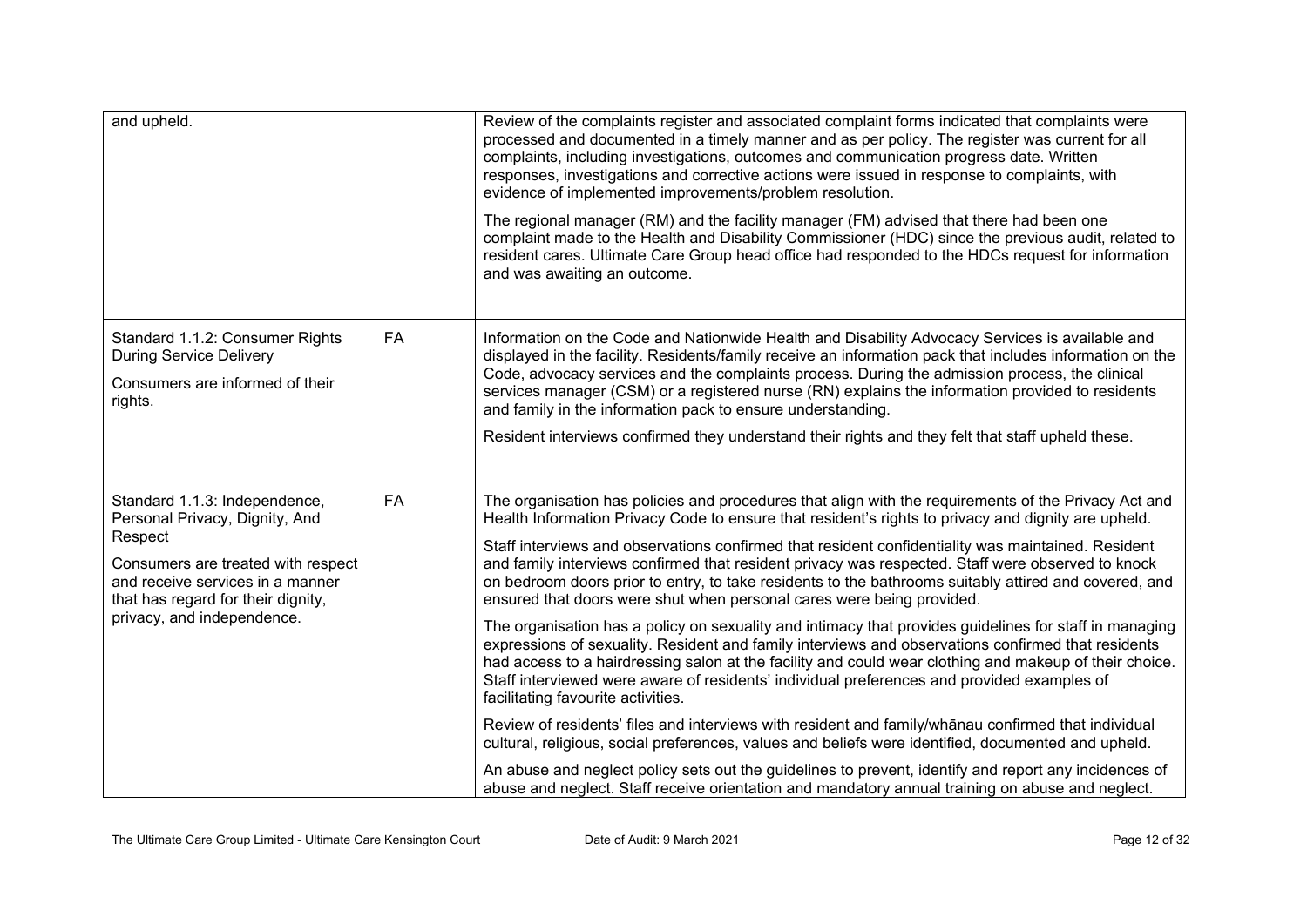| | | |
|---|---|---|
| and upheld. | | Review of the complaints register and associated complaint forms indicated that complaints were processed and documented in a timely manner and as per policy. The register was current for all complaints, including investigations, outcomes and communication progress date. Written responses, investigations and corrective actions were issued in response to complaints, with evidence of implemented improvements/problem resolution.<br><br>The regional manager (RM) and the facility manager (FM) advised that there had been one complaint made to the Health and Disability Commissioner (HDC) since the previous audit, related to resident cares. Ultimate Care Group head office had responded to the HDCs request for information and was awaiting an outcome. |
| Standard 1.1.2: Consumer Rights During Service Delivery<br><br>Consumers are informed of their rights. | FA | Information on the Code and Nationwide Health and Disability Advocacy Services is available and displayed in the facility. Residents/family receive an information pack that includes information on the Code, advocacy services and the complaints process. During the admission process, the clinical services manager (CSM) or a registered nurse (RN) explains the information provided to residents and family in the information pack to ensure understanding.<br><br>Resident interviews confirmed they understand their rights and they felt that staff upheld these. |
| Standard 1.1.3: Independence, Personal Privacy, Dignity, And Respect<br><br>Consumers are treated with respect and receive services in a manner that has regard for their dignity, privacy, and independence. | FA | The organisation has policies and procedures that align with the requirements of the Privacy Act and Health Information Privacy Code to ensure that resident's rights to privacy and dignity are upheld.<br><br>Staff interviews and observations confirmed that resident confidentiality was maintained. Resident and family interviews confirmed that resident privacy was respected. Staff were observed to knock on bedroom doors prior to entry, to take residents to the bathrooms suitably attired and covered, and ensured that doors were shut when personal cares were being provided.<br><br>The organisation has a policy on sexuality and intimacy that provides guidelines for staff in managing expressions of sexuality. Resident and family interviews and observations confirmed that residents had access to a hairdressing salon at the facility and could wear clothing and makeup of their choice. Staff interviewed were aware of residents' individual preferences and provided examples of facilitating favourite activities.<br><br>Review of residents' files and interviews with resident and family/whānau confirmed that individual cultural, religious, social preferences, values and beliefs were identified, documented and upheld.<br><br>An abuse and neglect policy sets out the guidelines to prevent, identify and report any incidences of abuse and neglect. Staff receive orientation and mandatory annual training on abuse and neglect. |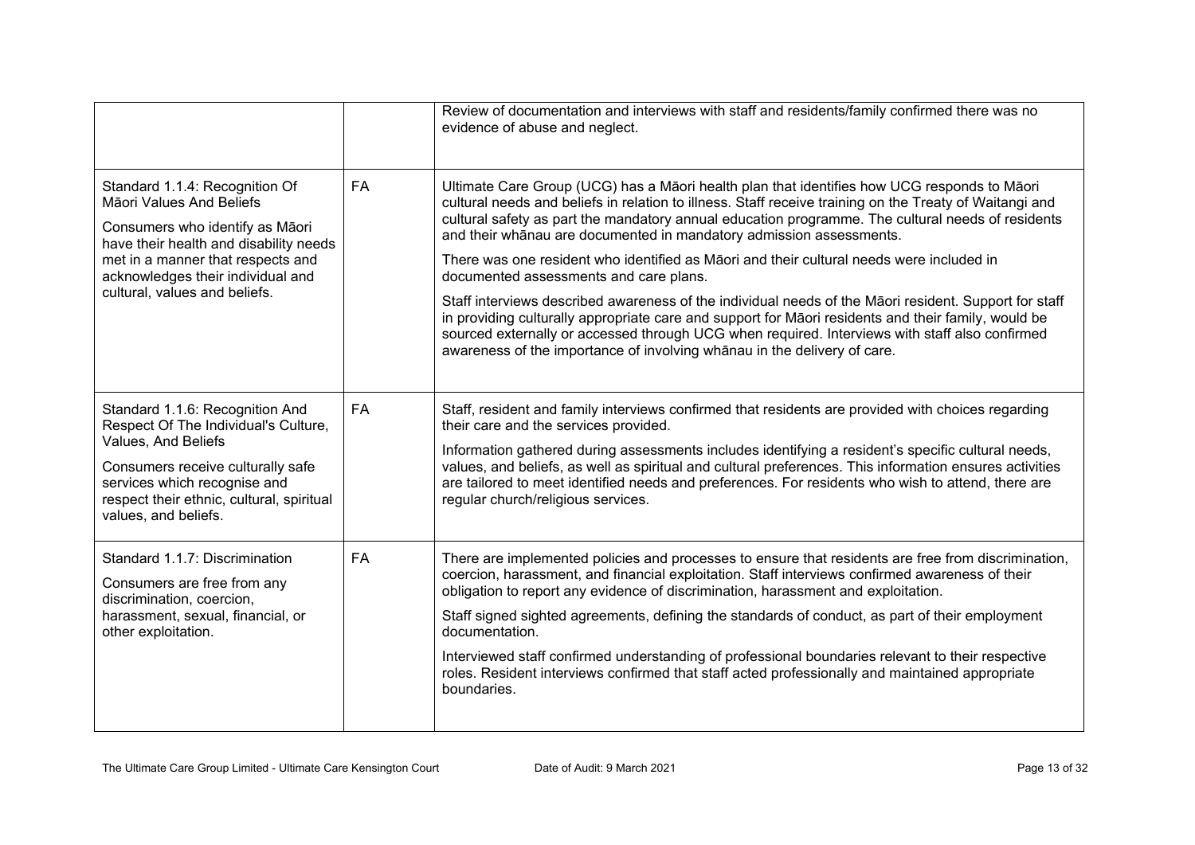| | | |
|---|---|---|
| | | Review of documentation and interviews with staff and residents/family confirmed there was no evidence of abuse and neglect. |
| Standard 1.1.4: Recognition Of Māori Values And Beliefs<br><br>Consumers who identify as Māori have their health and disability needs met in a manner that respects and acknowledges their individual and cultural, values and beliefs. | FA | Ultimate Care Group (UCG) has a Māori health plan that identifies how UCG responds to Māori cultural needs and beliefs in relation to illness. Staff receive training on the Treaty of Waitangi and cultural safety as part the mandatory annual education programme. The cultural needs of residents and their whānau are documented in mandatory admission assessments.<br><br>There was one resident who identified as Māori and their cultural needs were included in documented assessments and care plans.<br><br>Staff interviews described awareness of the individual needs of the Māori resident. Support for staff in providing culturally appropriate care and support for Māori residents and their family, would be sourced externally or accessed through UCG when required. Interviews with staff also confirmed awareness of the importance of involving whānau in the delivery of care. |
| Standard 1.1.6: Recognition And Respect Of The Individual's Culture, Values, And Beliefs<br><br>Consumers receive culturally safe services which recognise and respect their ethnic, cultural, spiritual values, and beliefs. | FA | Staff, resident and family interviews confirmed that residents are provided with choices regarding their care and the services provided.<br><br>Information gathered during assessments includes identifying a resident's specific cultural needs, values, and beliefs, as well as spiritual and cultural preferences. This information ensures activities are tailored to meet identified needs and preferences. For residents who wish to attend, there are regular church/religious services. |
| Standard 1.1.7: Discrimination<br><br>Consumers are free from any discrimination, coercion, harassment, sexual, financial, or other exploitation. | FA | There are implemented policies and processes to ensure that residents are free from discrimination, coercion, harassment, and financial exploitation. Staff interviews confirmed awareness of their obligation to report any evidence of discrimination, harassment and exploitation.<br><br>Staff signed sighted agreements, defining the standards of conduct, as part of their employment documentation.<br><br>Interviewed staff confirmed understanding of professional boundaries relevant to their respective roles. Resident interviews confirmed that staff acted professionally and maintained appropriate boundaries. |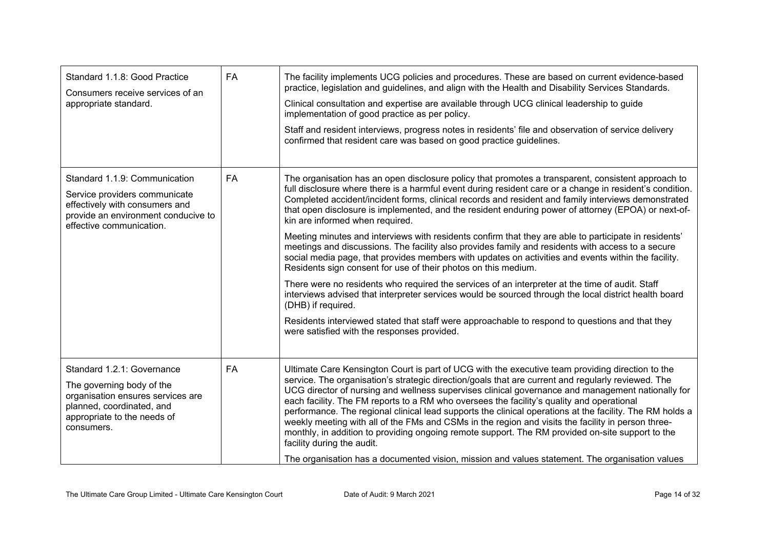| | | |
|---|---|---|
| Standard 1.1.8: Good Practice<br>Consumers receive services of an appropriate standard. | FA | The facility implements UCG policies and procedures. These are based on current evidence-based practice, legislation and guidelines, and align with the Health and Disability Services Standards.<br>Clinical consultation and expertise are available through UCG clinical leadership to guide implementation of good practice as per policy.<br>Staff and resident interviews, progress notes in residents' file and observation of service delivery confirmed that resident care was based on good practice guidelines. |
| Standard 1.1.9: Communication<br>Service providers communicate effectively with consumers and provide an environment conducive to effective communication. | FA | The organisation has an open disclosure policy that promotes a transparent, consistent approach to full disclosure where there is a harmful event during resident care or a change in resident's condition. Completed accident/incident forms, clinical records and resident and family interviews demonstrated that open disclosure is implemented, and the resident enduring power of attorney (EPOA) or next-of-kin are informed when required.<br>Meeting minutes and interviews with residents confirm that they are able to participate in residents' meetings and discussions. The facility also provides family and residents with access to a secure social media page, that provides members with updates on activities and events within the facility. Residents sign consent for use of their photos on this medium.<br>There were no residents who required the services of an interpreter at the time of audit. Staff interviews advised that interpreter services would be sourced through the local district health board (DHB) if required.<br>Residents interviewed stated that staff were approachable to respond to questions and that they were satisfied with the responses provided. |
| Standard 1.2.1: Governance<br>The governing body of the organisation ensures services are planned, coordinated, and appropriate to the needs of consumers. | FA | Ultimate Care Kensington Court is part of UCG with the executive team providing direction to the service. The organisation's strategic direction/goals that are current and regularly reviewed. The UCG director of nursing and wellness supervises clinical governance and management nationally for each facility. The FM reports to a RM who oversees the facility's quality and operational performance. The regional clinical lead supports the clinical operations at the facility. The RM holds a weekly meeting with all of the FMs and CSMs in the region and visits the facility in person three-monthly, in addition to providing ongoing remote support. The RM provided on-site support to the facility during the audit.<br>The organisation has a documented vision, mission and values statement. The organisation values |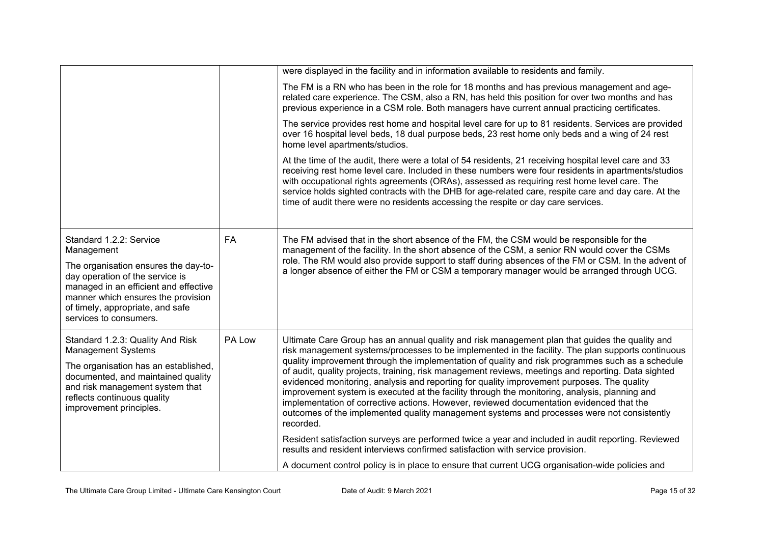| | | |
|---|---|---|
| | | were displayed in the facility and in information available to residents and family.<br><br>The FM is a RN who has been in the role for 18 months and has previous management and age-related care experience. The CSM, also a RN, has held this position for over two months and has previous experience in a CSM role. Both managers have current annual practicing certificates.<br><br>The service provides rest home and hospital level care for up to 81 residents. Services are provided over 16 hospital level beds, 18 dual purpose beds, 23 rest home only beds and a wing of 24 rest home level apartments/studios.<br><br>At the time of the audit, there were a total of 54 residents, 21 receiving hospital level care and 33 receiving rest home level care. Included in these numbers were four residents in apartments/studios with occupational rights agreements (ORAs), assessed as requiring rest home level care. The service holds sighted contracts with the DHB for age-related care, respite care and day care. At the time of audit there were no residents accessing the respite or day care services. |
| Standard 1.2.2: Service Management<br><br>The organisation ensures the day-to-day operation of the service is managed in an efficient and effective manner which ensures the provision of timely, appropriate, and safe services to consumers. | FA | The FM advised that in the short absence of the FM, the CSM would be responsible for the management of the facility. In the short absence of the CSM, a senior RN would cover the CSMs role. The RM would also provide support to staff during absences of the FM or CSM. In the advent of a longer absence of either the FM or CSM a temporary manager would be arranged through UCG. |
| Standard 1.2.3: Quality And Risk Management Systems<br><br>The organisation has an established, documented, and maintained quality and risk management system that reflects continuous quality improvement principles. | PA Low | Ultimate Care Group has an annual quality and risk management plan that guides the quality and risk management systems/processes to be implemented in the facility. The plan supports continuous quality improvement through the implementation of quality and risk programmes such as a schedule of audit, quality projects, training, risk management reviews, meetings and reporting. Data sighted evidenced monitoring, analysis and reporting for quality improvement purposes. The quality improvement system is executed at the facility through the monitoring, analysis, planning and implementation of corrective actions. However, reviewed documentation evidenced that the outcomes of the implemented quality management systems and processes were not consistently recorded.<br><br>Resident satisfaction surveys are performed twice a year and included in audit reporting. Reviewed results and resident interviews confirmed satisfaction with service provision.<br><br>A document control policy is in place to ensure that current UCG organisation-wide policies and |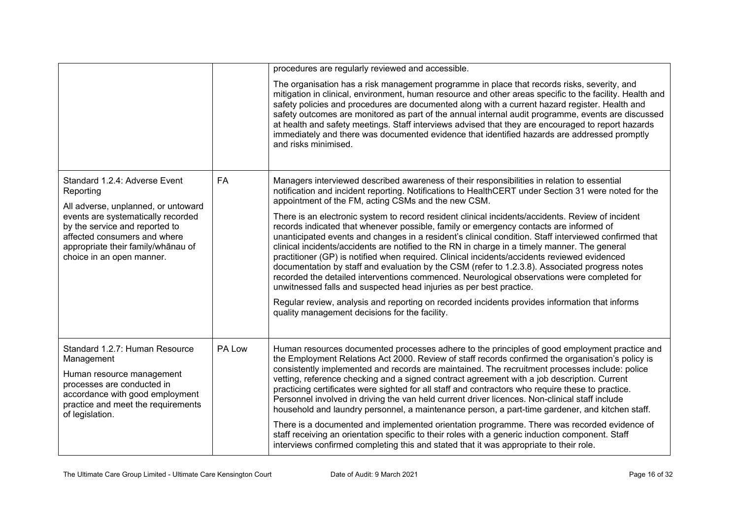| | | |
|---|---|---|
| | | procedures are regularly reviewed and accessible.<br><br>The organisation has a risk management programme in place that records risks, severity, and mitigation in clinical, environment, human resource and other areas specific to the facility. Health and safety policies and procedures are documented along with a current hazard register. Health and safety outcomes are monitored as part of the annual internal audit programme, events are discussed at health and safety meetings. Staff interviews advised that they are encouraged to report hazards immediately and there was documented evidence that identified hazards are addressed promptly and risks minimised. |
| Standard 1.2.4: Adverse Event Reporting<br><br>All adverse, unplanned, or untoward events are systematically recorded by the service and reported to affected consumers and where appropriate their family/whānau of choice in an open manner. | FA | Managers interviewed described awareness of their responsibilities in relation to essential notification and incident reporting. Notifications to HealthCERT under Section 31 were noted for the appointment of the FM, acting CSMs and the new CSM.<br><br>There is an electronic system to record resident clinical incidents/accidents. Review of incident records indicated that whenever possible, family or emergency contacts are informed of unanticipated events and changes in a resident's clinical condition. Staff interviewed confirmed that clinical incidents/accidents are notified to the RN in charge in a timely manner. The general practitioner (GP) is notified when required. Clinical incidents/accidents reviewed evidenced documentation by staff and evaluation by the CSM (refer to 1.2.3.8). Associated progress notes recorded the detailed interventions commenced. Neurological observations were completed for unwitnessed falls and suspected head injuries as per best practice.<br><br>Regular review, analysis and reporting on recorded incidents provides information that informs quality management decisions for the facility. |
| Standard 1.2.7: Human Resource Management<br><br>Human resource management processes are conducted in accordance with good employment practice and meet the requirements of legislation. | PA Low | Human resources documented processes adhere to the principles of good employment practice and the Employment Relations Act 2000. Review of staff records confirmed the organisation's policy is consistently implemented and records are maintained. The recruitment processes include: police vetting, reference checking and a signed contract agreement with a job description. Current practicing certificates were sighted for all staff and contractors who require these to practice. Personnel involved in driving the van held current driver licences. Non-clinical staff include household and laundry personnel, a maintenance person, a part-time gardener, and kitchen staff.<br><br>There is a documented and implemented orientation programme. There was recorded evidence of staff receiving an orientation specific to their roles with a generic induction component. Staff interviews confirmed completing this and stated that it was appropriate to their role. |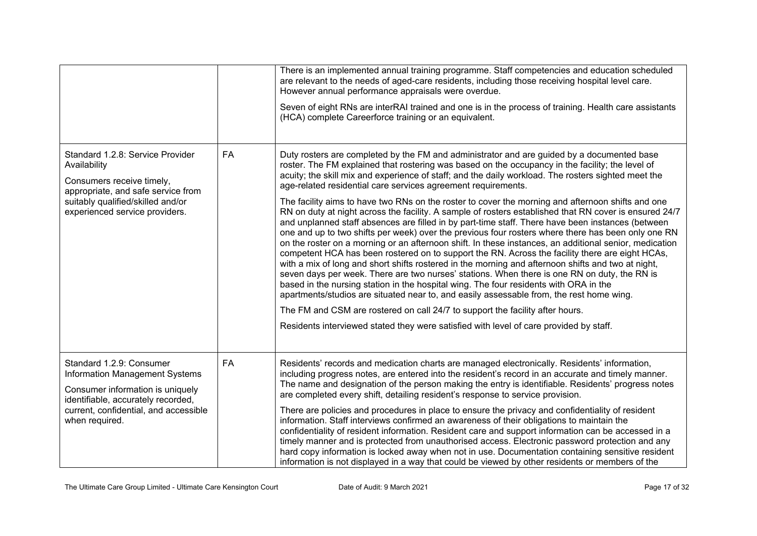| | | |
|---|---|---|
| | | There is an implemented annual training programme. Staff competencies and education scheduled are relevant to the needs of aged-care residents, including those receiving hospital level care. However annual performance appraisals were overdue.<br><br>Seven of eight RNs are interRAI trained and one is in the process of training. Health care assistants (HCA) complete Careerforce training or an equivalent. |
| Standard 1.2.8: Service Provider Availability<br><br>Consumers receive timely, appropriate, and safe service from suitably qualified/skilled and/or experienced service providers. | FA | Duty rosters are completed by the FM and administrator and are guided by a documented base roster. The FM explained that rostering was based on the occupancy in the facility; the level of acuity; the skill mix and experience of staff; and the daily workload. The rosters sighted meet the age-related residential care services agreement requirements.<br><br>The facility aims to have two RNs on the roster to cover the morning and afternoon shifts and one RN on duty at night across the facility. A sample of rosters established that RN cover is ensured 24/7 and unplanned staff absences are filled in by part-time staff. There have been instances (between one and up to two shifts per week) over the previous four rosters where there has been only one RN on the roster on a morning or an afternoon shift. In these instances, an additional senior, medication competent HCA has been rostered on to support the RN. Across the facility there are eight HCAs, with a mix of long and short shifts rostered in the morning and afternoon shifts and two at night, seven days per week. There are two nurses' stations. When there is one RN on duty, the RN is based in the nursing station in the hospital wing. The four residents with ORA in the apartments/studios are situated near to, and easily assessable from, the rest home wing.<br><br>The FM and CSM are rostered on call 24/7 to support the facility after hours.<br><br>Residents interviewed stated they were satisfied with level of care provided by staff. |
| Standard 1.2.9: Consumer Information Management Systems<br><br>Consumer information is uniquely identifiable, accurately recorded, current, confidential, and accessible when required. | FA | Residents' records and medication charts are managed electronically. Residents' information, including progress notes, are entered into the resident's record in an accurate and timely manner. The name and designation of the person making the entry is identifiable. Residents' progress notes are completed every shift, detailing resident's response to service provision.<br><br>There are policies and procedures in place to ensure the privacy and confidentiality of resident information. Staff interviews confirmed an awareness of their obligations to maintain the confidentiality of resident information. Resident care and support information can be accessed in a timely manner and is protected from unauthorised access. Electronic password protection and any hard copy information is locked away when not in use. Documentation containing sensitive resident information is not displayed in a way that could be viewed by other residents or members of the |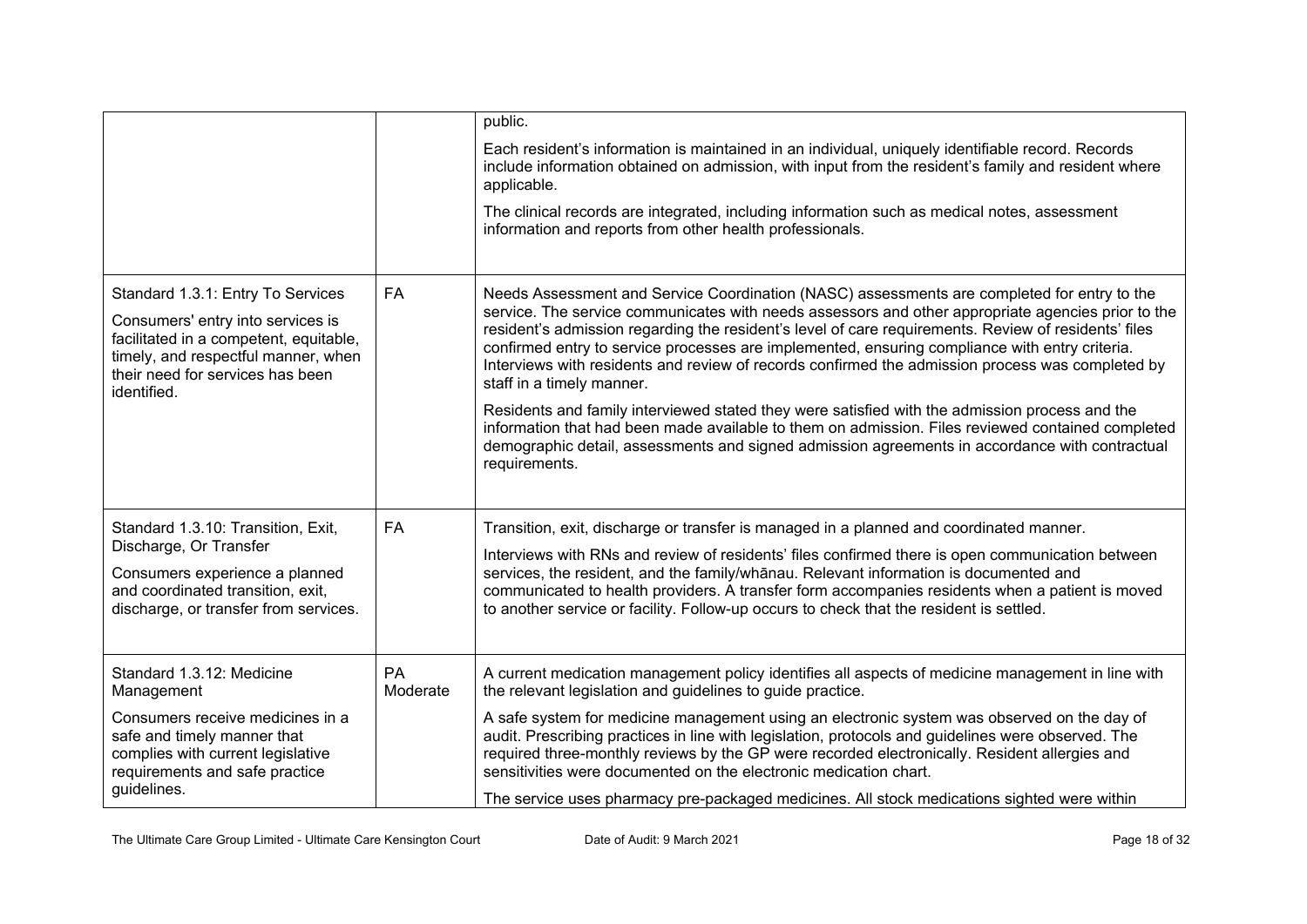| | | |
|---|---|---|
| | | public.<br><br>Each resident's information is maintained in an individual, uniquely identifiable record. Records include information obtained on admission, with input from the resident's family and resident where applicable.<br><br>The clinical records are integrated, including information such as medical notes, assessment information and reports from other health professionals. |
| Standard 1.3.1: Entry To Services<br><br>Consumers' entry into services is facilitated in a competent, equitable, timely, and respectful manner, when their need for services has been identified. | FA | Needs Assessment and Service Coordination (NASC) assessments are completed for entry to the service. The service communicates with needs assessors and other appropriate agencies prior to the resident's admission regarding the resident's level of care requirements. Review of residents' files confirmed entry to service processes are implemented, ensuring compliance with entry criteria. Interviews with residents and review of records confirmed the admission process was completed by staff in a timely manner.<br><br>Residents and family interviewed stated they were satisfied with the admission process and the information that had been made available to them on admission. Files reviewed contained completed demographic detail, assessments and signed admission agreements in accordance with contractual requirements. |
| Standard 1.3.10: Transition, Exit, Discharge, Or Transfer<br><br>Consumers experience a planned and coordinated transition, exit, discharge, or transfer from services. | FA | Transition, exit, discharge or transfer is managed in a planned and coordinated manner.<br><br>Interviews with RNs and review of residents' files confirmed there is open communication between services, the resident, and the family/whānau. Relevant information is documented and communicated to health providers. A transfer form accompanies residents when a patient is moved to another service or facility. Follow-up occurs to check that the resident is settled. |
| Standard 1.3.12: Medicine Management<br><br>Consumers receive medicines in a safe and timely manner that complies with current legislative requirements and safe practice guidelines. | PA Moderate | A current medication management policy identifies all aspects of medicine management in line with the relevant legislation and guidelines to guide practice.<br><br>A safe system for medicine management using an electronic system was observed on the day of audit. Prescribing practices in line with legislation, protocols and guidelines were observed. The required three-monthly reviews by the GP were recorded electronically. Resident allergies and sensitivities were documented on the electronic medication chart.<br><br>The service uses pharmacy pre-packaged medicines. All stock medications sighted were within |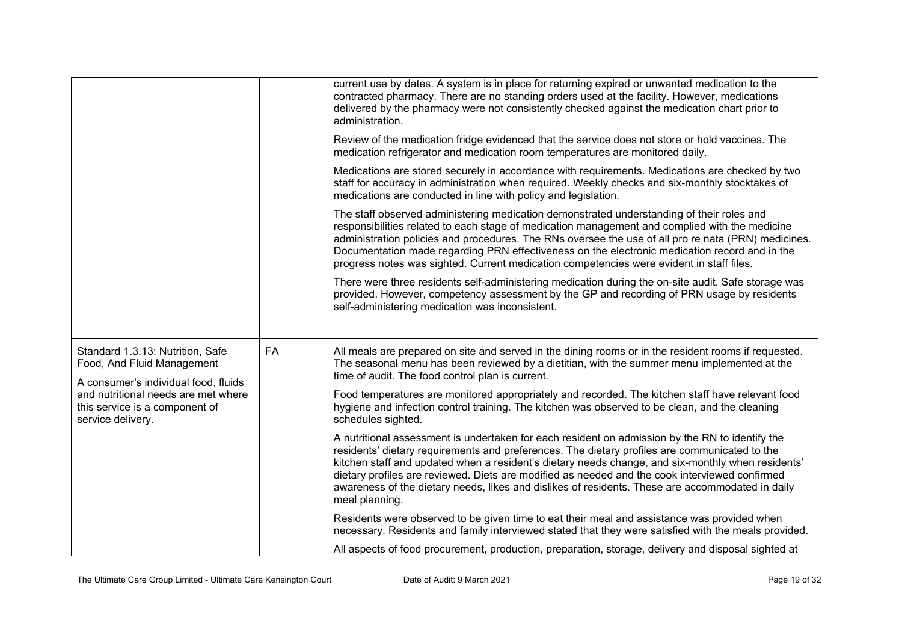| | | |
|---|---|---|
| | | current use by dates. A system is in place for returning expired or unwanted medication to the contracted pharmacy. There are no standing orders used at the facility. However, medications delivered by the pharmacy were not consistently checked against the medication chart prior to administration.<br><br>Review of the medication fridge evidenced that the service does not store or hold vaccines. The medication refrigerator and medication room temperatures are monitored daily.<br><br>Medications are stored securely in accordance with requirements. Medications are checked by two staff for accuracy in administration when required. Weekly checks and six-monthly stocktakes of medications are conducted in line with policy and legislation.<br><br>The staff observed administering medication demonstrated understanding of their roles and responsibilities related to each stage of medication management and complied with the medicine administration policies and procedures. The RNs oversee the use of all pro re nata (PRN) medicines. Documentation made regarding PRN effectiveness on the electronic medication record and in the progress notes was sighted. Current medication competencies were evident in staff files.<br><br>There were three residents self-administering medication during the on-site audit. Safe storage was provided. However, competency assessment by the GP and recording of PRN usage by residents self-administering medication was inconsistent. |
| Standard 1.3.13: Nutrition, Safe Food, And Fluid Management<br><br>A consumer's individual food, fluids and nutritional needs are met where this service is a component of service delivery. | FA | All meals are prepared on site and served in the dining rooms or in the resident rooms if requested. The seasonal menu has been reviewed by a dietitian, with the summer menu implemented at the time of audit. The food control plan is current.<br><br>Food temperatures are monitored appropriately and recorded. The kitchen staff have relevant food hygiene and infection control training. The kitchen was observed to be clean, and the cleaning schedules sighted.<br><br>A nutritional assessment is undertaken for each resident on admission by the RN to identify the residents' dietary requirements and preferences. The dietary profiles are communicated to the kitchen staff and updated when a resident's dietary needs change, and six-monthly when residents' dietary profiles are reviewed. Diets are modified as needed and the cook interviewed confirmed awareness of the dietary needs, likes and dislikes of residents. These are accommodated in daily meal planning.<br><br>Residents were observed to be given time to eat their meal and assistance was provided when necessary. Residents and family interviewed stated that they were satisfied with the meals provided.<br><br>All aspects of food procurement, production, preparation, storage, delivery and disposal sighted at |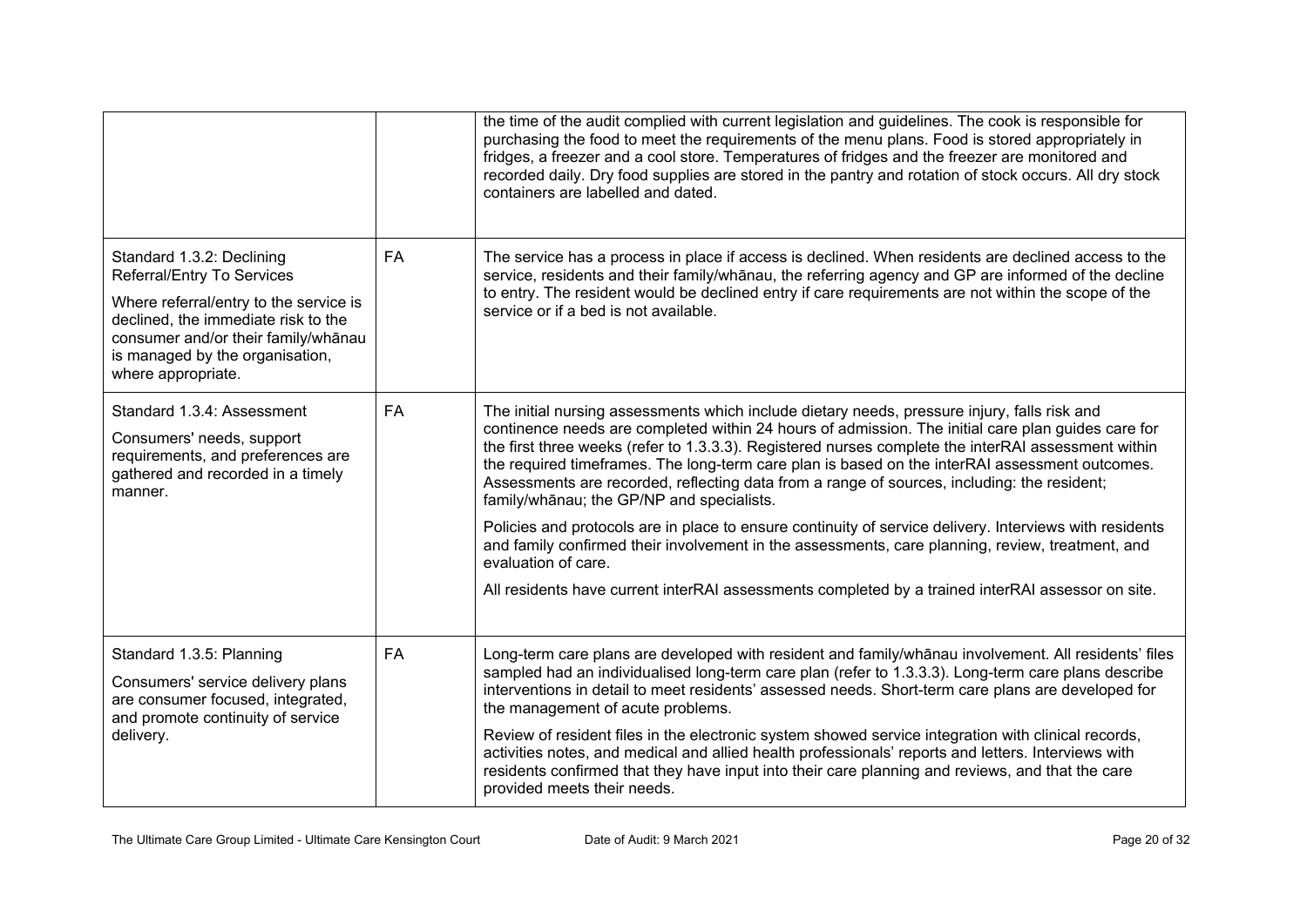| | | |
|---|---|---|
| | | the time of the audit complied with current legislation and guidelines. The cook is responsible for purchasing the food to meet the requirements of the menu plans. Food is stored appropriately in fridges, a freezer and a cool store. Temperatures of fridges and the freezer are monitored and recorded daily. Dry food supplies are stored in the pantry and rotation of stock occurs. All dry stock containers are labelled and dated. |
| Standard 1.3.2: Declining Referral/Entry To Services<br><br>Where referral/entry to the service is declined, the immediate risk to the consumer and/or their family/whānau is managed by the organisation, where appropriate. | FA | The service has a process in place if access is declined. When residents are declined access to the service, residents and their family/whānau, the referring agency and GP are informed of the decline to entry. The resident would be declined entry if care requirements are not within the scope of the service or if a bed is not available. |
| Standard 1.3.4: Assessment<br><br>Consumers' needs, support requirements, and preferences are gathered and recorded in a timely manner. | FA | The initial nursing assessments which include dietary needs, pressure injury, falls risk and continence needs are completed within 24 hours of admission. The initial care plan guides care for the first three weeks (refer to 1.3.3.3). Registered nurses complete the interRAI assessment within the required timeframes. The long-term care plan is based on the interRAI assessment outcomes. Assessments are recorded, reflecting data from a range of sources, including: the resident; family/whānau; the GP/NP and specialists.<br><br>Policies and protocols are in place to ensure continuity of service delivery. Interviews with residents and family confirmed their involvement in the assessments, care planning, review, treatment, and evaluation of care.<br><br>All residents have current interRAI assessments completed by a trained interRAI assessor on site. |
| Standard 1.3.5: Planning<br><br>Consumers' service delivery plans are consumer focused, integrated, and promote continuity of service delivery. | FA | Long-term care plans are developed with resident and family/whānau involvement. All residents' files sampled had an individualised long-term care plan (refer to 1.3.3.3). Long-term care plans describe interventions in detail to meet residents' assessed needs. Short-term care plans are developed for the management of acute problems.<br><br>Review of resident files in the electronic system showed service integration with clinical records, activities notes, and medical and allied health professionals' reports and letters. Interviews with residents confirmed that they have input into their care planning and reviews, and that the care provided meets their needs. |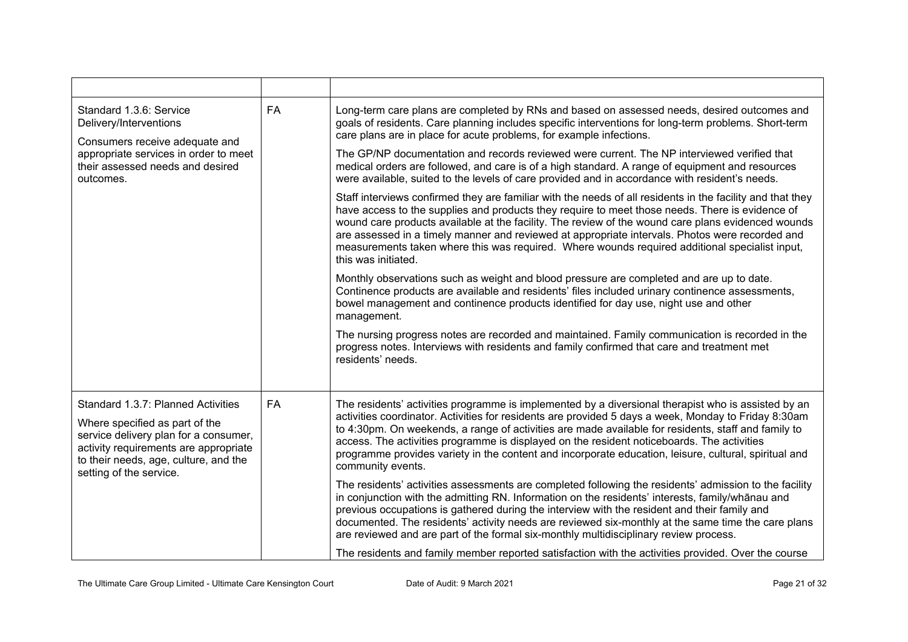| | | |
|---|---|---|
| Standard 1.3.6: Service Delivery/Interventions<br><br>Consumers receive adequate and appropriate services in order to meet their assessed needs and desired outcomes. | FA | Long-term care plans are completed by RNs and based on assessed needs, desired outcomes and goals of residents. Care planning includes specific interventions for long-term problems. Short-term care plans are in place for acute problems, for example infections.<br><br>The GP/NP documentation and records reviewed were current. The NP interviewed verified that medical orders are followed, and care is of a high standard. A range of equipment and resources were available, suited to the levels of care provided and in accordance with resident's needs.<br><br>Staff interviews confirmed they are familiar with the needs of all residents in the facility and that they have access to the supplies and products they require to meet those needs. There is evidence of wound care products available at the facility. The review of the wound care plans evidenced wounds are assessed in a timely manner and reviewed at appropriate intervals. Photos were recorded and measurements taken where this was required. Where wounds required additional specialist input, this was initiated.<br><br>Monthly observations such as weight and blood pressure are completed and are up to date. Continence products are available and residents' files included urinary continence assessments, bowel management and continence products identified for day use, night use and other management.<br><br>The nursing progress notes are recorded and maintained. Family communication is recorded in the progress notes. Interviews with residents and family confirmed that care and treatment met residents' needs. |
| Standard 1.3.7: Planned Activities<br><br>Where specified as part of the service delivery plan for a consumer, activity requirements are appropriate to their needs, age, culture, and the setting of the service. | FA | The residents' activities programme is implemented by a diversional therapist who is assisted by an activities coordinator. Activities for residents are provided 5 days a week, Monday to Friday 8:30am to 4:30pm. On weekends, a range of activities are made available for residents, staff and family to access. The activities programme is displayed on the resident noticeboards. The activities programme provides variety in the content and incorporate education, leisure, cultural, spiritual and community events.<br><br>The residents' activities assessments are completed following the residents' admission to the facility in conjunction with the admitting RN. Information on the residents' interests, family/whānau and previous occupations is gathered during the interview with the resident and their family and documented. The residents' activity needs are reviewed six-monthly at the same time the care plans are reviewed and are part of the formal six-monthly multidisciplinary review process.<br><br>The residents and family member reported satisfaction with the activities provided. Over the course |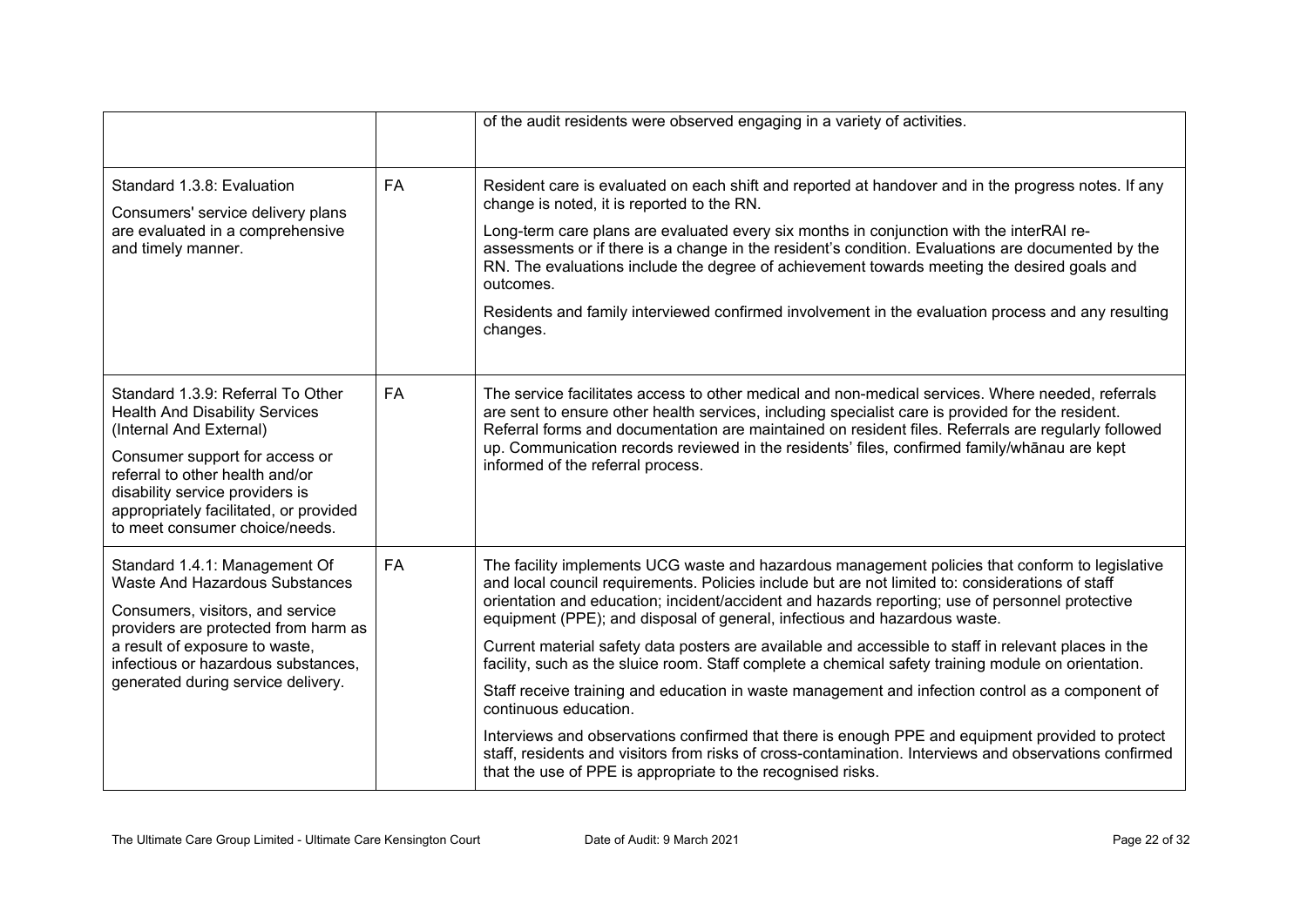| | | |
|---|---|---|
| | | of the audit residents were observed engaging in a variety of activities. |
| Standard 1.3.8: Evaluation<br><br>Consumers' service delivery plans are evaluated in a comprehensive and timely manner. | FA | Resident care is evaluated on each shift and reported at handover and in the progress notes. If any change is noted, it is reported to the RN.<br><br>Long-term care plans are evaluated every six months in conjunction with the interRAI re-assessments or if there is a change in the resident's condition. Evaluations are documented by the RN. The evaluations include the degree of achievement towards meeting the desired goals and outcomes.<br><br>Residents and family interviewed confirmed involvement in the evaluation process and any resulting changes. |
| Standard 1.3.9: Referral To Other Health And Disability Services (Internal And External)<br><br>Consumer support for access or referral to other health and/or disability service providers is appropriately facilitated, or provided to meet consumer choice/needs. | FA | The service facilitates access to other medical and non-medical services. Where needed, referrals are sent to ensure other health services, including specialist care is provided for the resident. Referral forms and documentation are maintained on resident files. Referrals are regularly followed up. Communication records reviewed in the residents' files, confirmed family/whānau are kept informed of the referral process. |
| Standard 1.4.1: Management Of Waste And Hazardous Substances<br><br>Consumers, visitors, and service providers are protected from harm as a result of exposure to waste, infectious or hazardous substances, generated during service delivery. | FA | The facility implements UCG waste and hazardous management policies that conform to legislative and local council requirements. Policies include but are not limited to: considerations of staff orientation and education; incident/accident and hazards reporting; use of personnel protective equipment (PPE); and disposal of general, infectious and hazardous waste.<br><br>Current material safety data posters are available and accessible to staff in relevant places in the facility, such as the sluice room. Staff complete a chemical safety training module on orientation.<br><br>Staff receive training and education in waste management and infection control as a component of continuous education.<br><br>Interviews and observations confirmed that there is enough PPE and equipment provided to protect staff, residents and visitors from risks of cross-contamination. Interviews and observations confirmed that the use of PPE is appropriate to the recognised risks. |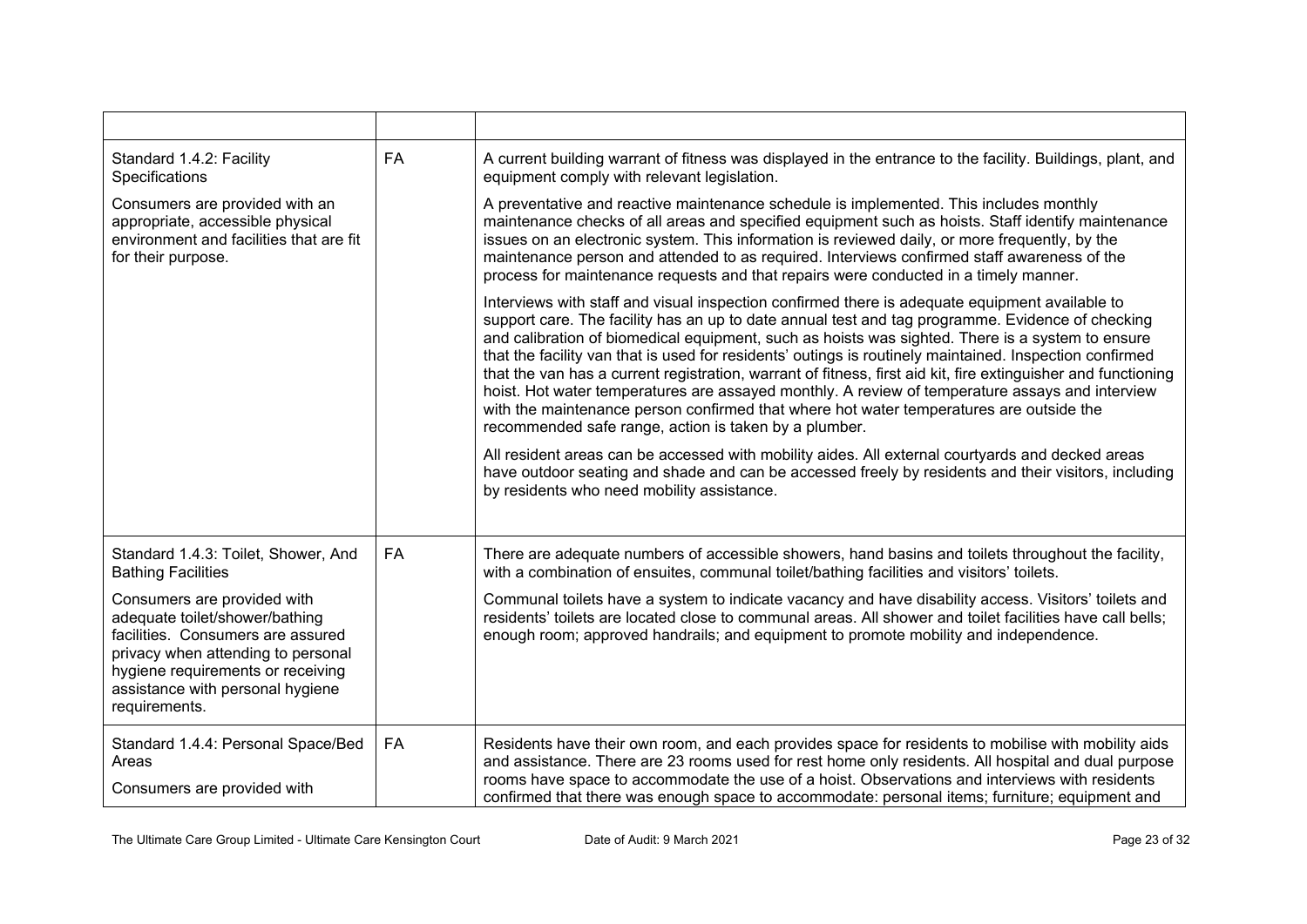| | | |
|---|---|---|
| Standard 1.4.2: Facility Specifications<br><br>Consumers are provided with an appropriate, accessible physical environment and facilities that are fit for their purpose. | FA | A current building warrant of fitness was displayed in the entrance to the facility. Buildings, plant, and equipment comply with relevant legislation.<br><br>A preventative and reactive maintenance schedule is implemented. This includes monthly maintenance checks of all areas and specified equipment such as hoists. Staff identify maintenance issues on an electronic system. This information is reviewed daily, or more frequently, by the maintenance person and attended to as required. Interviews confirmed staff awareness of the process for maintenance requests and that repairs were conducted in a timely manner.<br><br>Interviews with staff and visual inspection confirmed there is adequate equipment available to support care. The facility has an up to date annual test and tag programme. Evidence of checking and calibration of biomedical equipment, such as hoists was sighted. There is a system to ensure that the facility van that is used for residents' outings is routinely maintained. Inspection confirmed that the van has a current registration, warrant of fitness, first aid kit, fire extinguisher and functioning hoist. Hot water temperatures are assayed monthly. A review of temperature assays and interview with the maintenance person confirmed that where hot water temperatures are outside the recommended safe range, action is taken by a plumber.<br><br>All resident areas can be accessed with mobility aides. All external courtyards and decked areas have outdoor seating and shade and can be accessed freely by residents and their visitors, including by residents who need mobility assistance. |
| Standard 1.4.3: Toilet, Shower, And Bathing Facilities<br><br>Consumers are provided with adequate toilet/shower/bathing facilities. Consumers are assured privacy when attending to personal hygiene requirements or receiving assistance with personal hygiene requirements. | FA | There are adequate numbers of accessible showers, hand basins and toilets throughout the facility, with a combination of ensuites, communal toilet/bathing facilities and visitors' toilets.<br><br>Communal toilets have a system to indicate vacancy and have disability access. Visitors' toilets and residents' toilets are located close to communal areas. All shower and toilet facilities have call bells; enough room; approved handrails; and equipment to promote mobility and independence. |
| Standard 1.4.4: Personal Space/Bed Areas<br><br>Consumers are provided with | FA | Residents have their own room, and each provides space for residents to mobilise with mobility aids and assistance. There are 23 rooms used for rest home only residents. All hospital and dual purpose rooms have space to accommodate the use of a hoist. Observations and interviews with residents confirmed that there was enough space to accommodate: personal items; furniture; equipment and |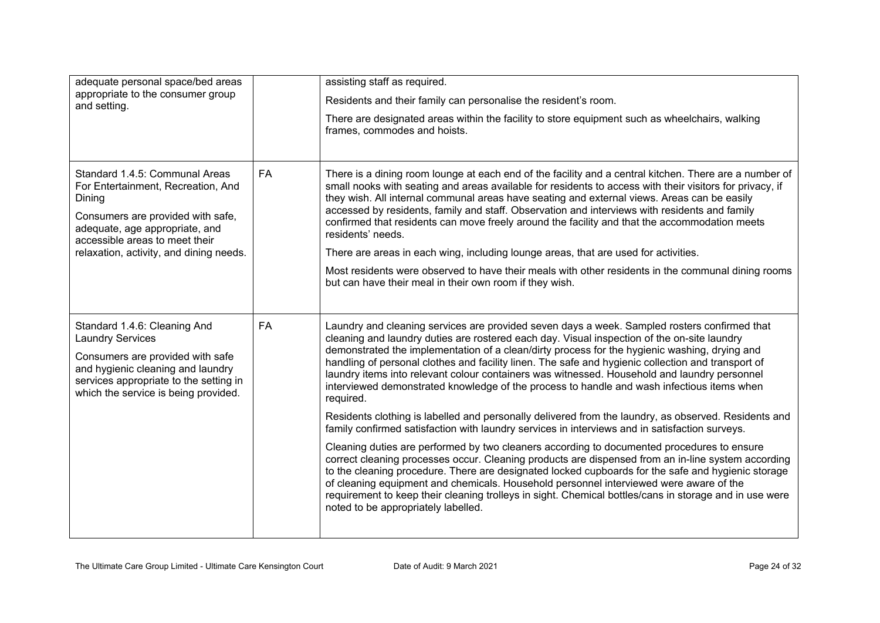| | | |
|---|---|---|
| adequate personal space/bed areas appropriate to the consumer group and setting. | | assisting staff as required.<br><br>Residents and their family can personalise the resident's room.<br><br>There are designated areas within the facility to store equipment such as wheelchairs, walking frames, commodes and hoists. |
| Standard 1.4.5: Communal Areas For Entertainment, Recreation, And Dining<br><br>Consumers are provided with safe, adequate, age appropriate, and accessible areas to meet their relaxation, activity, and dining needs. | FA | There is a dining room lounge at each end of the facility and a central kitchen. There are a number of small nooks with seating and areas available for residents to access with their visitors for privacy, if they wish. All internal communal areas have seating and external views. Areas can be easily accessed by residents, family and staff. Observation and interviews with residents and family confirmed that residents can move freely around the facility and that the accommodation meets residents' needs.<br><br>There are areas in each wing, including lounge areas, that are used for activities.<br><br>Most residents were observed to have their meals with other residents in the communal dining rooms but can have their meal in their own room if they wish. |
| Standard 1.4.6: Cleaning And Laundry Services<br><br>Consumers are provided with safe and hygienic cleaning and laundry services appropriate to the setting in which the service is being provided. | FA | Laundry and cleaning services are provided seven days a week. Sampled rosters confirmed that cleaning and laundry duties are rostered each day. Visual inspection of the on-site laundry demonstrated the implementation of a clean/dirty process for the hygienic washing, drying and handling of personal clothes and facility linen. The safe and hygienic collection and transport of laundry items into relevant colour containers was witnessed. Household and laundry personnel interviewed demonstrated knowledge of the process to handle and wash infectious items when required.<br><br>Residents clothing is labelled and personally delivered from the laundry, as observed. Residents and family confirmed satisfaction with laundry services in interviews and in satisfaction surveys.<br><br>Cleaning duties are performed by two cleaners according to documented procedures to ensure correct cleaning processes occur. Cleaning products are dispensed from an in-line system according to the cleaning procedure. There are designated locked cupboards for the safe and hygienic storage of cleaning equipment and chemicals. Household personnel interviewed were aware of the requirement to keep their cleaning trolleys in sight. Chemical bottles/cans in storage and in use were noted to be appropriately labelled. |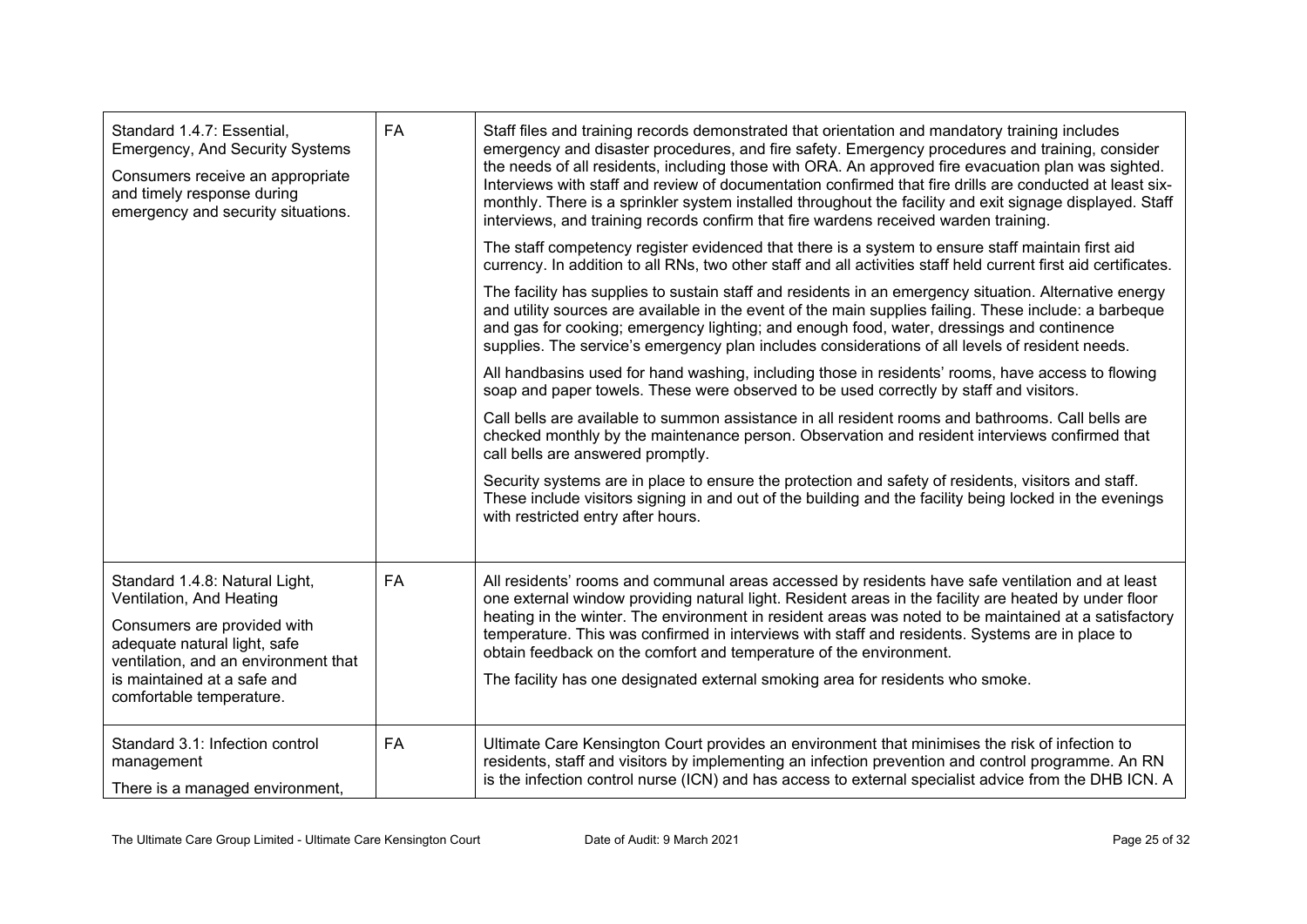| | | |
|---|---|---|
| Standard 1.4.7: Essential, Emergency, And Security Systems<br><br>Consumers receive an appropriate and timely response during emergency and security situations. | FA | Staff files and training records demonstrated that orientation and mandatory training includes emergency and disaster procedures, and fire safety. Emergency procedures and training, consider the needs of all residents, including those with ORA. An approved fire evacuation plan was sighted. Interviews with staff and review of documentation confirmed that fire drills are conducted at least six-monthly. There is a sprinkler system installed throughout the facility and exit signage displayed. Staff interviews, and training records confirm that fire wardens received warden training.<br><br>The staff competency register evidenced that there is a system to ensure staff maintain first aid currency. In addition to all RNs, two other staff and all activities staff held current first aid certificates.<br><br>The facility has supplies to sustain staff and residents in an emergency situation. Alternative energy and utility sources are available in the event of the main supplies failing. These include: a barbeque and gas for cooking; emergency lighting; and enough food, water, dressings and continence supplies. The service's emergency plan includes considerations of all levels of resident needs.<br><br>All handbasins used for hand washing, including those in residents' rooms, have access to flowing soap and paper towels. These were observed to be used correctly by staff and visitors.<br><br>Call bells are available to summon assistance in all resident rooms and bathrooms. Call bells are checked monthly by the maintenance person. Observation and resident interviews confirmed that call bells are answered promptly.<br><br>Security systems are in place to ensure the protection and safety of residents, visitors and staff. These include visitors signing in and out of the building and the facility being locked in the evenings with restricted entry after hours. |
| Standard 1.4.8: Natural Light, Ventilation, And Heating<br><br>Consumers are provided with adequate natural light, safe ventilation, and an environment that is maintained at a safe and comfortable temperature. | FA | All residents' rooms and communal areas accessed by residents have safe ventilation and at least one external window providing natural light. Resident areas in the facility are heated by under floor heating in the winter. The environment in resident areas was noted to be maintained at a satisfactory temperature. This was confirmed in interviews with staff and residents. Systems are in place to obtain feedback on the comfort and temperature of the environment.<br><br>The facility has one designated external smoking area for residents who smoke. |
| Standard 3.1: Infection control management<br><br>There is a managed environment, | FA | Ultimate Care Kensington Court provides an environment that minimises the risk of infection to residents, staff and visitors by implementing an infection prevention and control programme. An RN is the infection control nurse (ICN) and has access to external specialist advice from the DHB ICN. A |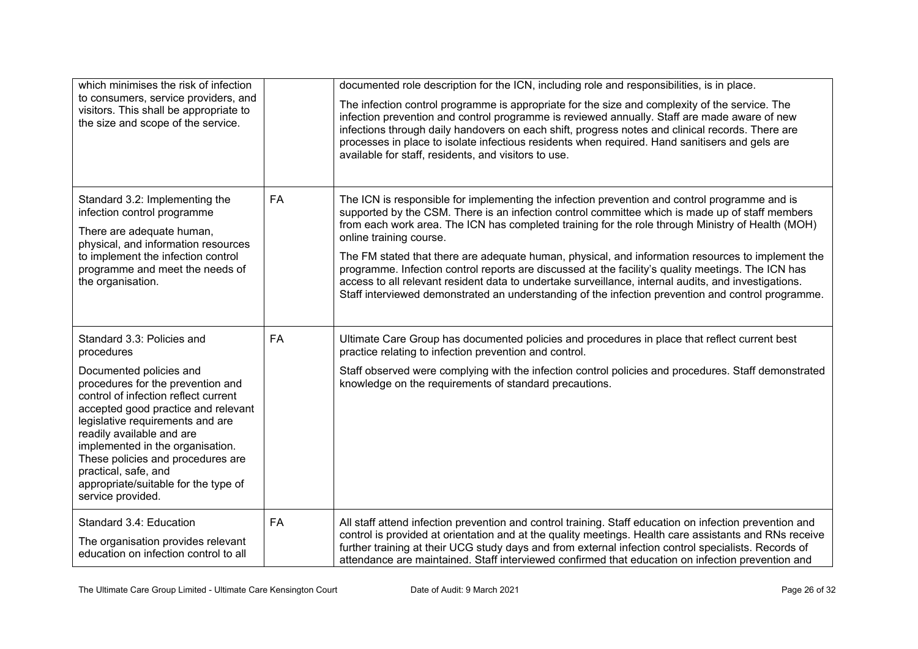| | | |
|---|---|---|
| which minimises the risk of infection to consumers, service providers, and visitors. This shall be appropriate to the size and scope of the service. | | documented role description for the ICN, including role and responsibilities, is in place.<br><br>The infection control programme is appropriate for the size and complexity of the service. The infection prevention and control programme is reviewed annually. Staff are made aware of new infections through daily handovers on each shift, progress notes and clinical records. There are processes in place to isolate infectious residents when required. Hand sanitisers and gels are available for staff, residents, and visitors to use. |
| Standard 3.2: Implementing the infection control programme<br><br>There are adequate human, physical, and information resources to implement the infection control programme and meet the needs of the organisation. | FA | The ICN is responsible for implementing the infection prevention and control programme and is supported by the CSM. There is an infection control committee which is made up of staff members from each work area. The ICN has completed training for the role through Ministry of Health (MOH) online training course.<br><br>The FM stated that there are adequate human, physical, and information resources to implement the programme. Infection control reports are discussed at the facility's quality meetings. The ICN has access to all relevant resident data to undertake surveillance, internal audits, and investigations. Staff interviewed demonstrated an understanding of the infection prevention and control programme. |
| Standard 3.3: Policies and procedures<br><br>Documented policies and procedures for the prevention and control of infection reflect current accepted good practice and relevant legislative requirements and are readily available and are implemented in the organisation. These policies and procedures are practical, safe, and appropriate/suitable for the type of service provided. | FA | Ultimate Care Group has documented policies and procedures in place that reflect current best practice relating to infection prevention and control.<br><br>Staff observed were complying with the infection control policies and procedures. Staff demonstrated knowledge on the requirements of standard precautions. |
| Standard 3.4: Education<br><br>The organisation provides relevant education on infection control to all | FA | All staff attend infection prevention and control training. Staff education on infection prevention and control is provided at orientation and at the quality meetings. Health care assistants and RNs receive further training at their UCG study days and from external infection control specialists. Records of attendance are maintained. Staff interviewed confirmed that education on infection prevention and |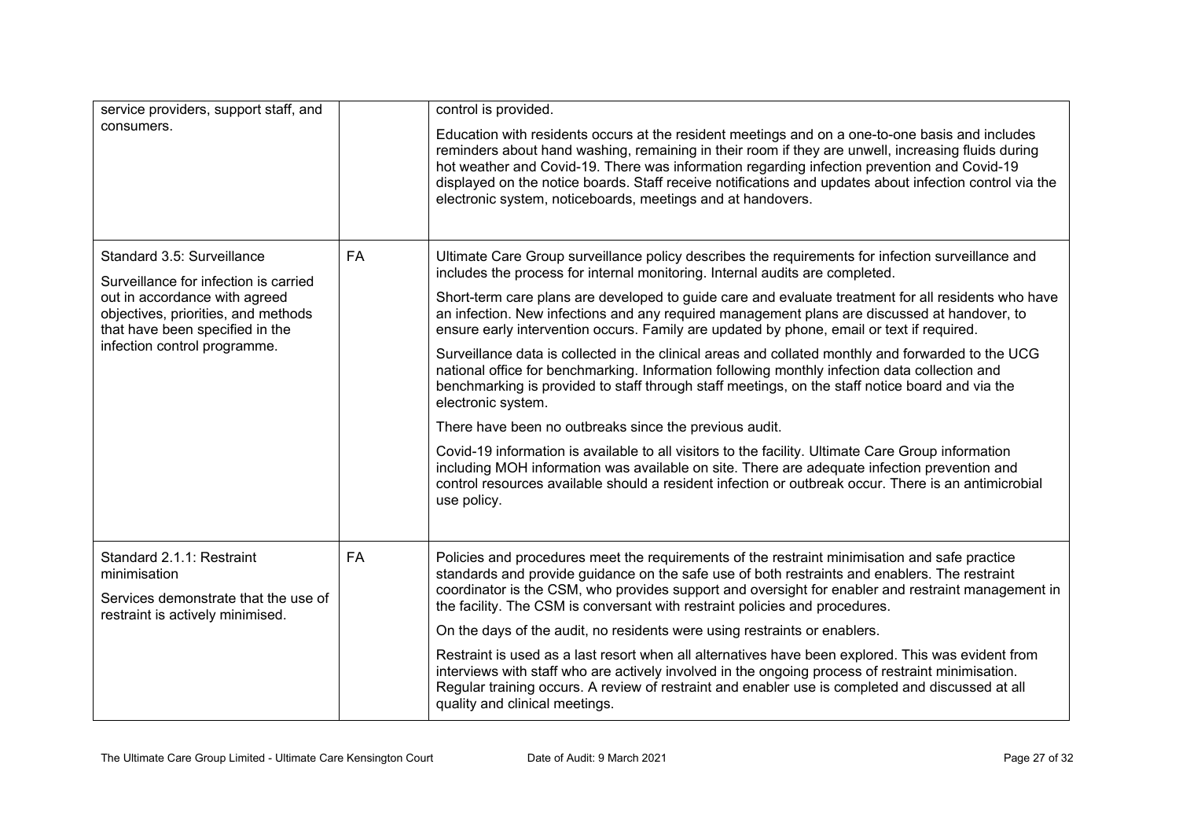| | | |
|---|---|---|
| service providers, support staff, and consumers. | | control is provided.<br><br>Education with residents occurs at the resident meetings and on a one-to-one basis and includes reminders about hand washing, remaining in their room if they are unwell, increasing fluids during hot weather and Covid-19. There was information regarding infection prevention and Covid-19 displayed on the notice boards. Staff receive notifications and updates about infection control via the electronic system, noticeboards, meetings and at handovers. |
| Standard 3.5: Surveillance<br><br>Surveillance for infection is carried out in accordance with agreed objectives, priorities, and methods that have been specified in the infection control programme. | FA | Ultimate Care Group surveillance policy describes the requirements for infection surveillance and includes the process for internal monitoring. Internal audits are completed.<br><br>Short-term care plans are developed to guide care and evaluate treatment for all residents who have an infection. New infections and any required management plans are discussed at handover, to ensure early intervention occurs. Family are updated by phone, email or text if required.<br><br>Surveillance data is collected in the clinical areas and collated monthly and forwarded to the UCG national office for benchmarking. Information following monthly infection data collection and benchmarking is provided to staff through staff meetings, on the staff notice board and via the electronic system.<br><br>There have been no outbreaks since the previous audit.<br><br>Covid-19 information is available to all visitors to the facility. Ultimate Care Group information including MOH information was available on site. There are adequate infection prevention and control resources available should a resident infection or outbreak occur. There is an antimicrobial use policy. |
| Standard 2.1.1: Restraint minimisation<br><br>Services demonstrate that the use of restraint is actively minimised. | FA | Policies and procedures meet the requirements of the restraint minimisation and safe practice standards and provide guidance on the safe use of both restraints and enablers. The restraint coordinator is the CSM, who provides support and oversight for enabler and restraint management in the facility. The CSM is conversant with restraint policies and procedures.<br><br>On the days of the audit, no residents were using restraints or enablers.<br><br>Restraint is used as a last resort when all alternatives have been explored. This was evident from interviews with staff who are actively involved in the ongoing process of restraint minimisation. Regular training occurs. A review of restraint and enabler use is completed and discussed at all quality and clinical meetings. |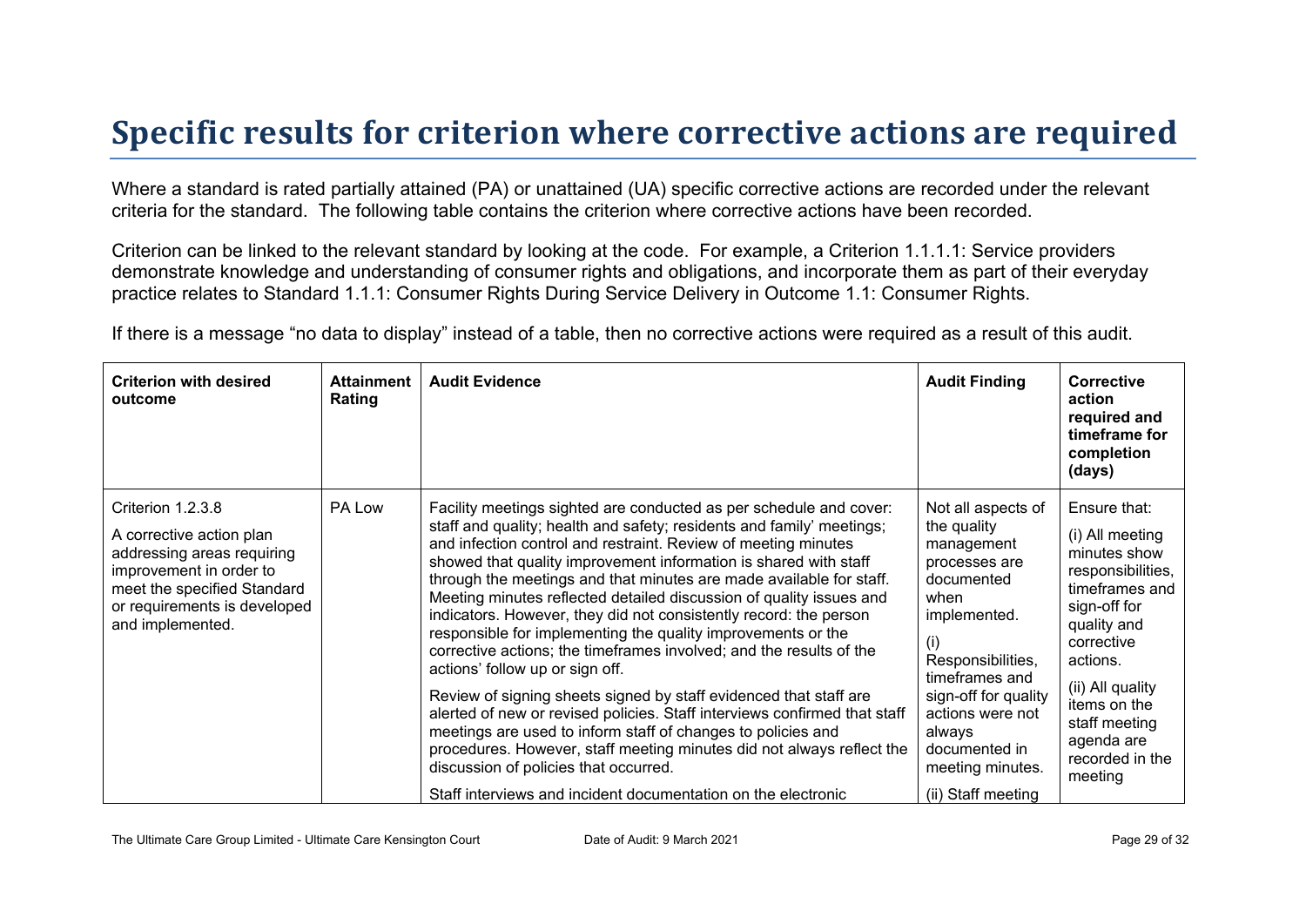# Specific results for criterion where corrective actions are required

Where a standard is rated partially attained (PA) or unattained (UA) specific corrective actions are recorded under the relevant criteria for the standard. The following table contains the criterion where corrective actions have been recorded.

Criterion can be linked to the relevant standard by looking at the code. For example, a Criterion 1.1.1.1: Service providers demonstrate knowledge and understanding of consumer rights and obligations, and incorporate them as part of their everyday practice relates to Standard 1.1.1: Consumer Rights During Service Delivery in Outcome 1.1: Consumer Rights.

If there is a message "no data to display" instead of a table, then no corrective actions were required as a result of this audit.

| Criterion with desired outcome | Attainment Rating | Audit Evidence | Audit Finding | Corrective action required and timeframe for completion (days) |
|---|---|---|---|---|
| Criterion 1.2.3.8<br><br>A corrective action plan addressing areas requiring improvement in order to meet the specified Standard or requirements is developed and implemented. | PA Low | Facility meetings sighted are conducted as per schedule and cover: staff and quality; health and safety; residents and family' meetings; and infection control and restraint. Review of meeting minutes showed that quality improvement information is shared with staff through the meetings and that minutes are made available for staff. Meeting minutes reflected detailed discussion of quality issues and indicators. However, they did not consistently record: the person responsible for implementing the quality improvements or the corrective actions; the timeframes involved; and the results of the actions' follow up or sign off.<br><br>Review of signing sheets signed by staff evidenced that staff are alerted of new or revised policies. Staff interviews confirmed that staff meetings are used to inform staff of changes to policies and procedures. However, staff meeting minutes did not always reflect the discussion of policies that occurred.<br><br>Staff interviews and incident documentation on the electronic | Not all aspects of the quality management processes are documented when implemented.<br><br>(i) Responsibilities, timeframes and sign-off for quality actions were not always documented in meeting minutes.<br><br>(ii) Staff meeting | Ensure that:<br><br>(i) All meeting minutes show responsibilities, timeframes and sign-off for quality and corrective actions.<br><br>(ii) All quality items on the staff meeting agenda are recorded in the meeting |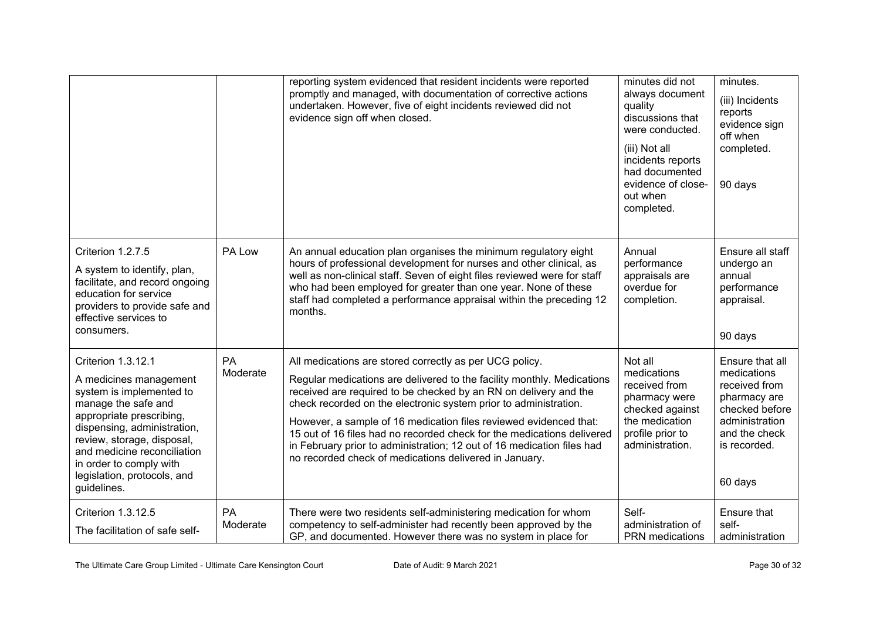| | | | | |
|---|---|---|---|---|
| | | reporting system evidenced that resident incidents were reported promptly and managed, with documentation of corrective actions undertaken. However, five of eight incidents reviewed did not evidence sign off when closed. | minutes did not always document quality discussions that were conducted.<br><br>(iii) Not all incidents reports had documented evidence of close-out when completed. | minutes.<br><br>(iii) Incidents reports evidence sign off when completed.<br><br>90 days |
| Criterion 1.2.7.5<br><br>A system to identify, plan, facilitate, and record ongoing education for service providers to provide safe and effective services to consumers. | PA Low | An annual education plan organises the minimum regulatory eight hours of professional development for nurses and other clinical, as well as non-clinical staff. Seven of eight files reviewed were for staff who had been employed for greater than one year. None of these staff had completed a performance appraisal within the preceding 12 months. | Annual performance appraisals are overdue for completion. | Ensure all staff undergo an annual performance appraisal.<br><br>90 days |
| Criterion 1.3.12.1<br><br>A medicines management system is implemented to manage the safe and appropriate prescribing, dispensing, administration, review, storage, disposal, and medicine reconciliation in order to comply with legislation, protocols, and guidelines. | PA Moderate | All medications are stored correctly as per UCG policy.<br><br>Regular medications are delivered to the facility monthly. Medications received are required to be checked by an RN on delivery and the check recorded on the electronic system prior to administration.<br><br>However, a sample of 16 medication files reviewed evidenced that: 15 out of 16 files had no recorded check for the medications delivered in February prior to administration; 12 out of 16 medication files had no recorded check of medications delivered in January. | Not all medications received from pharmacy were checked against the medication profile prior to administration. | Ensure that all medications received from pharmacy are checked before administration and the check is recorded.<br><br>60 days |
| Criterion 1.3.12.5<br><br>The facilitation of safe self- | PA Moderate | There were two residents self-administering medication for whom competency to self-administer had recently been approved by the GP, and documented. However there was no system in place for | Self-administration of PRN medications | Ensure that self-administration |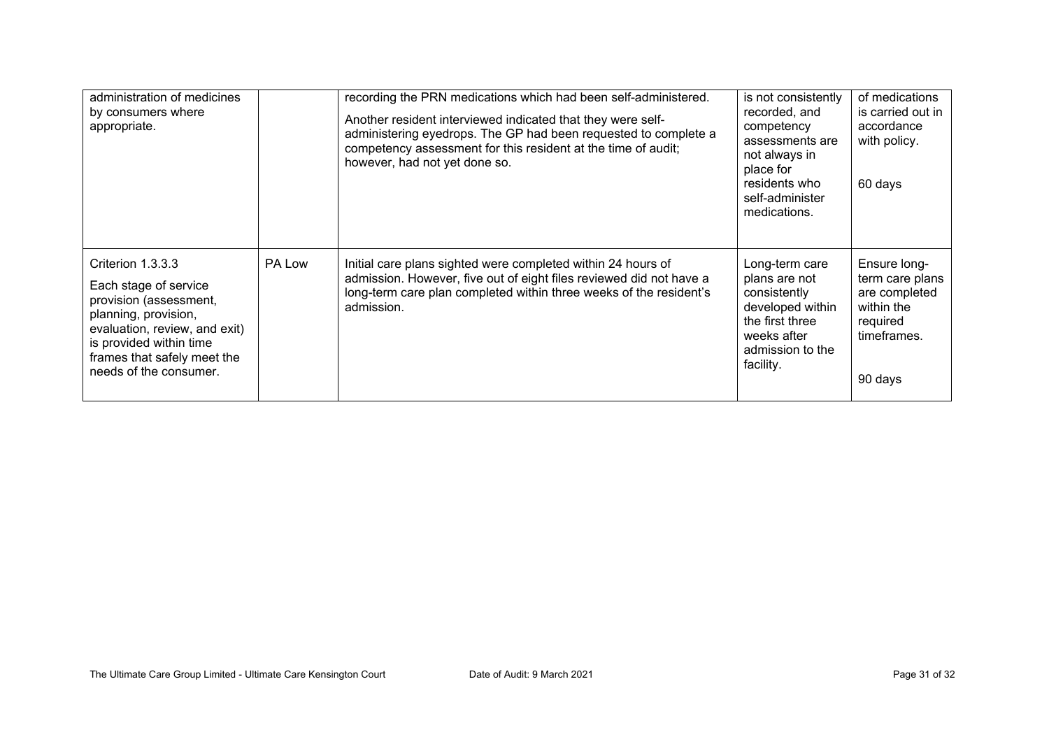| | | | | |
|---|---|---|---|---|
| administration of medicines by consumers where appropriate. | | recording the PRN medications which had been self-administered.<br><br>Another resident interviewed indicated that they were self-administering eyedrops. The GP had been requested to complete a competency assessment for this resident at the time of audit; however, had not yet done so. | is not consistently recorded, and competency assessments are not always in place for residents who self-administer medications. | of medications is carried out in accordance with policy.<br><br>60 days |
| Criterion 1.3.3.3<br><br>Each stage of service provision (assessment, planning, provision, evaluation, review, and exit) is provided within time frames that safely meet the needs of the consumer. | PA Low | Initial care plans sighted were completed within 24 hours of admission. However, five out of eight files reviewed did not have a long-term care plan completed within three weeks of the resident's admission. | Long-term care plans are not consistently developed within the first three weeks after admission to the facility. | Ensure long-term care plans are completed within the required timeframes.<br><br>90 days |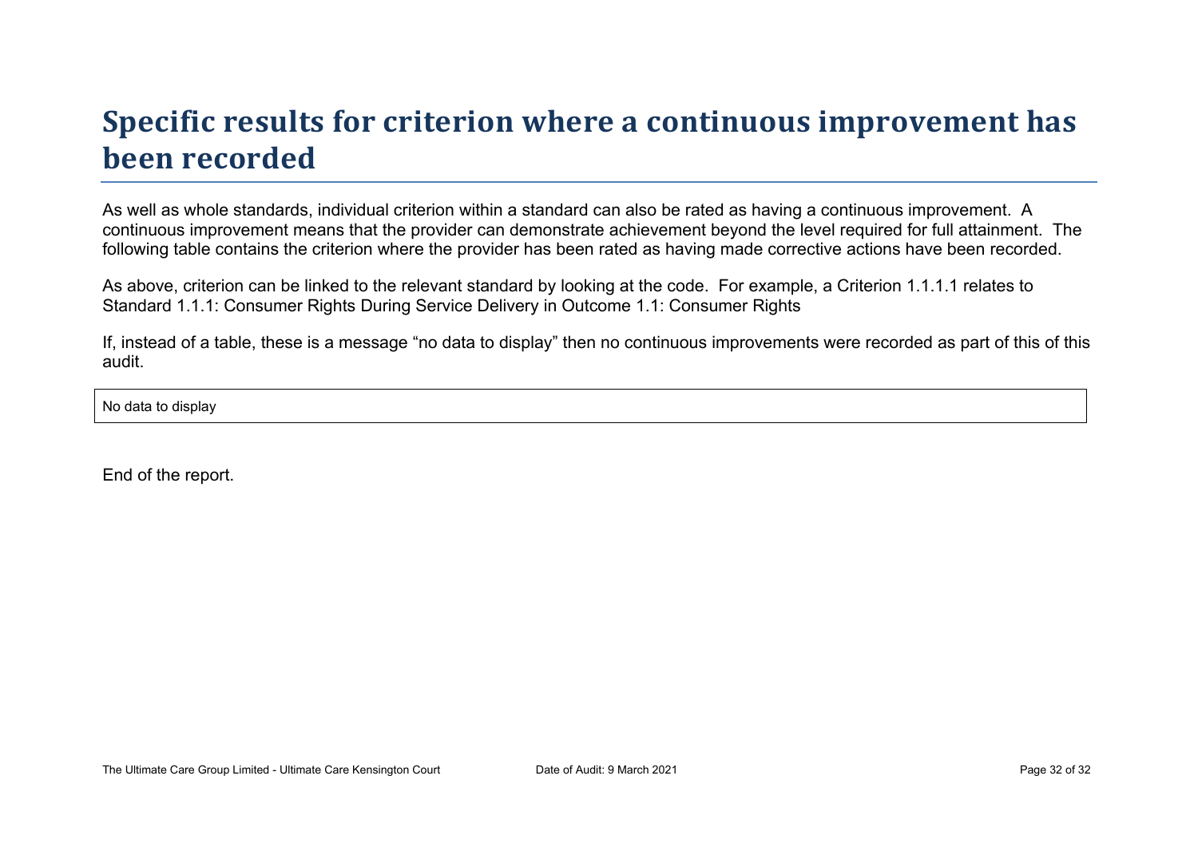# Specific results for criterion where a continuous improvement has been recorded

As well as whole standards, individual criterion within a standard can also be rated as having a continuous improvement. A continuous improvement means that the provider can demonstrate achievement beyond the level required for full attainment. The following table contains the criterion where the provider has been rated as having made corrective actions have been recorded.

As above, criterion can be linked to the relevant standard by looking at the code. For example, a Criterion 1.1.1.1 relates to Standard 1.1.1: Consumer Rights During Service Delivery in Outcome 1.1: Consumer Rights

If, instead of a table, these is a message “no data to display” then no continuous improvements were recorded as part of this of this audit.

| |
|---|
| No data to display |

End of the report.